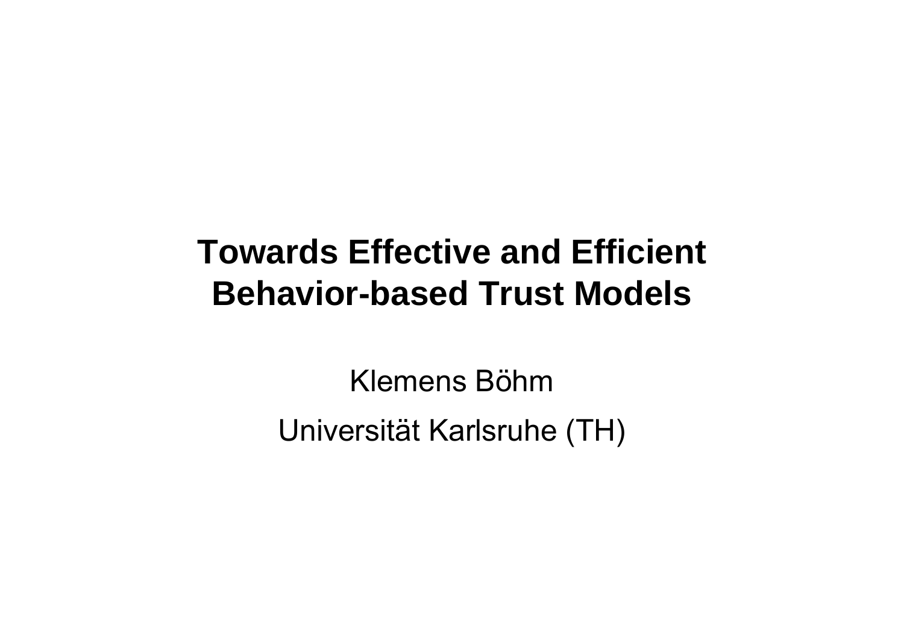# Towards Effective and Efficient Behavior-based Trust Models

Klemens Böhm

Universität Karlsruhe (TH)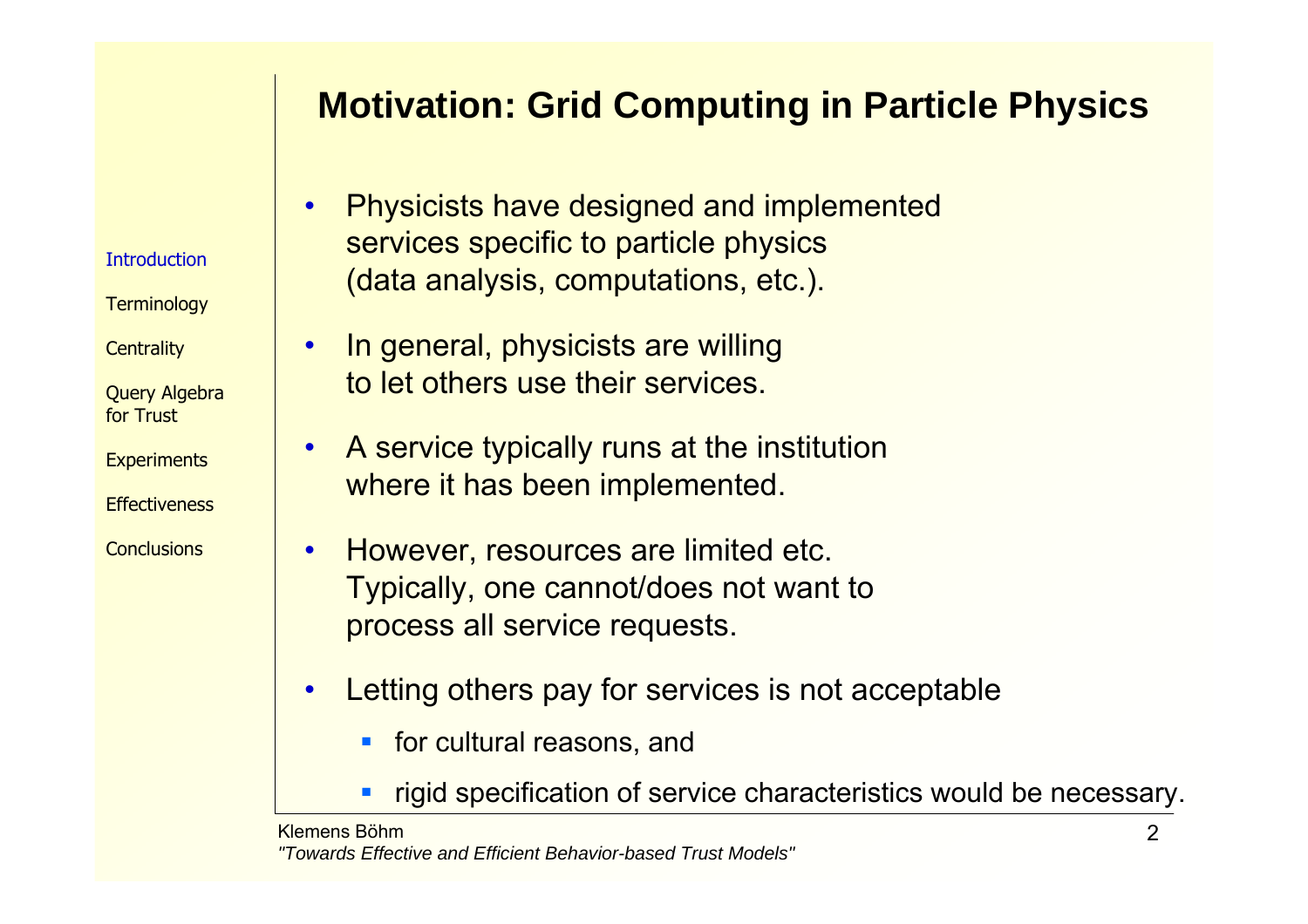# Motivation: Grid Computing in Particle Physics

- Physicists have designed and implemented services specific to particle physics (data analysis, computations, etc.).
- In general, physicists are willing to let others use their services.
- A service typically runs at the institution where it has been implemented.
- However, resources are limited etc. Typically, one cannot/does not want to process all service requests.
- Letting others pay for services is not acceptable
  - for cultural reasons, and
  - rigid specification of service characteristics would be necessary.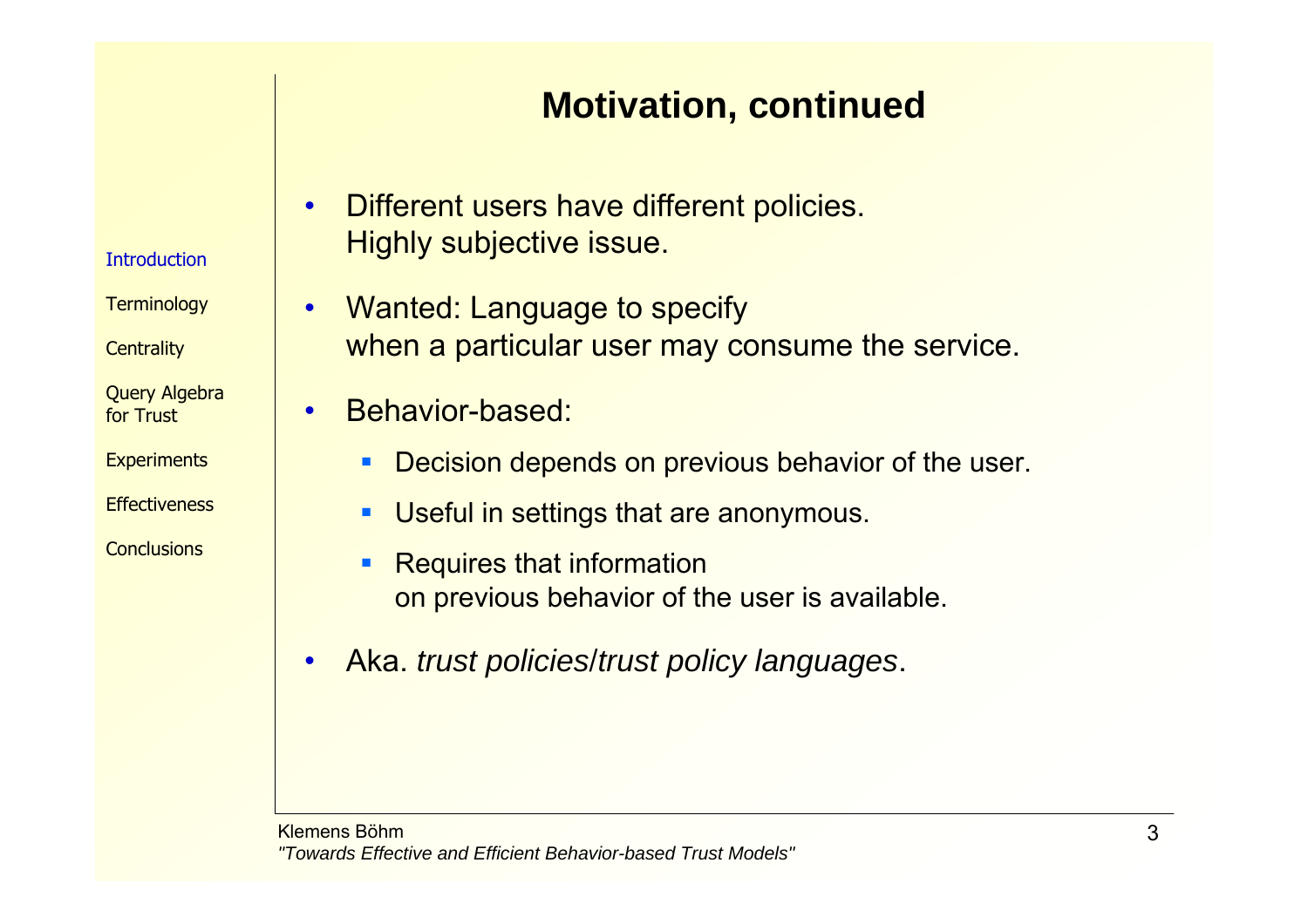# Motivation, continued

- Different users have different policies.
  Highly subjective issue.
- Wanted: Language to specify
  when a particular user may consume the service.
- Behavior-based:
  - Decision depends on previous behavior of the user.
  - Useful in settings that are anonymous.
  - Requires that information
    on previous behavior of the user is available.
- Aka. *trust policies*/*trust policy languages*.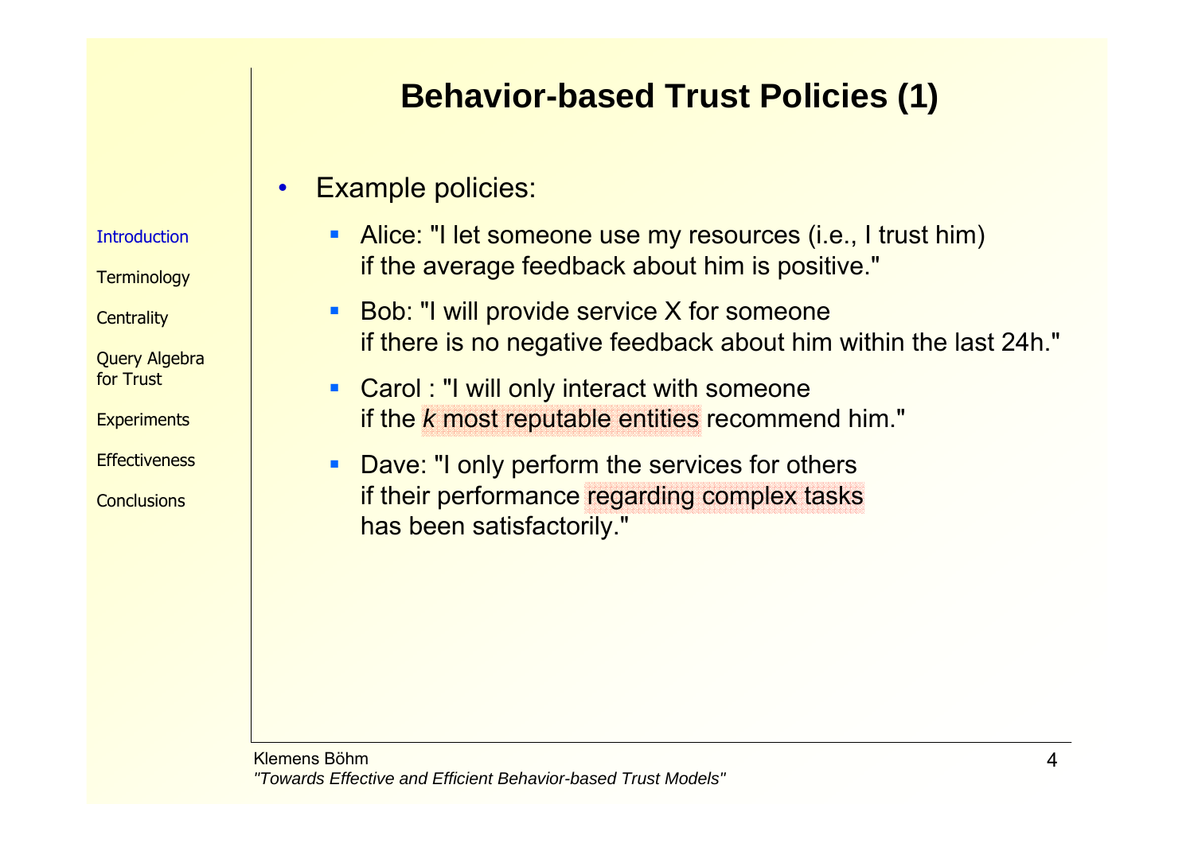# Behavior-based Trust Policies (1)

- Example policies:
  - Alice: "I let someone use my resources (i.e., I trust him) if the average feedback about him is positive."
  - Bob: "I will provide service X for someone if there is no negative feedback about him within the last 24h."
  - Carol : "I will only interact with someone if the *k* most reputable entities recommend him."
  - Dave: "I only perform the services for others if their performance regarding complex tasks has been satisfactorily."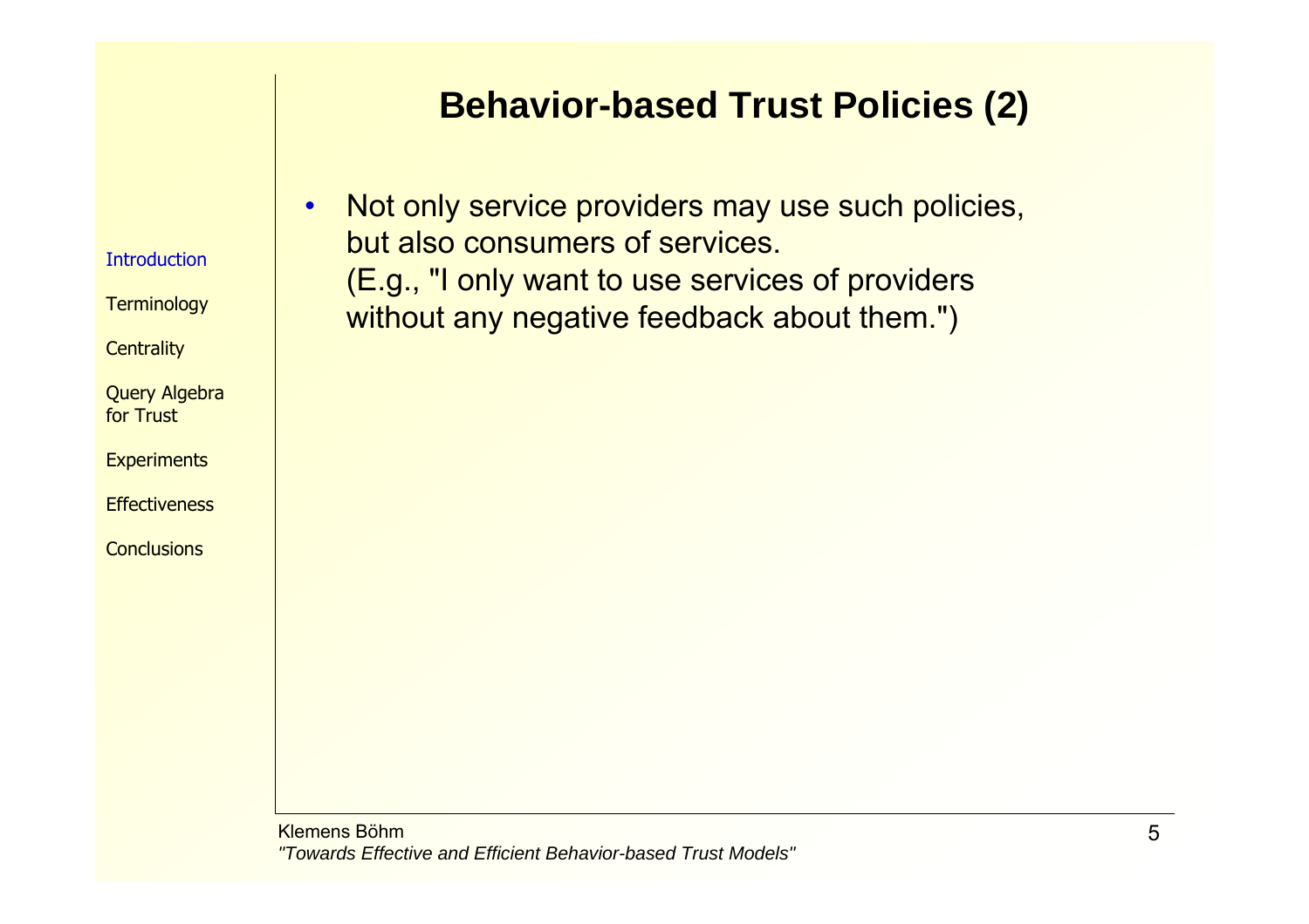# Behavior-based Trust Policies (2)

- Not only service providers may use such policies, but also consumers of services.
  (E.g., "I only want to use services of providers without any negative feedback about them.")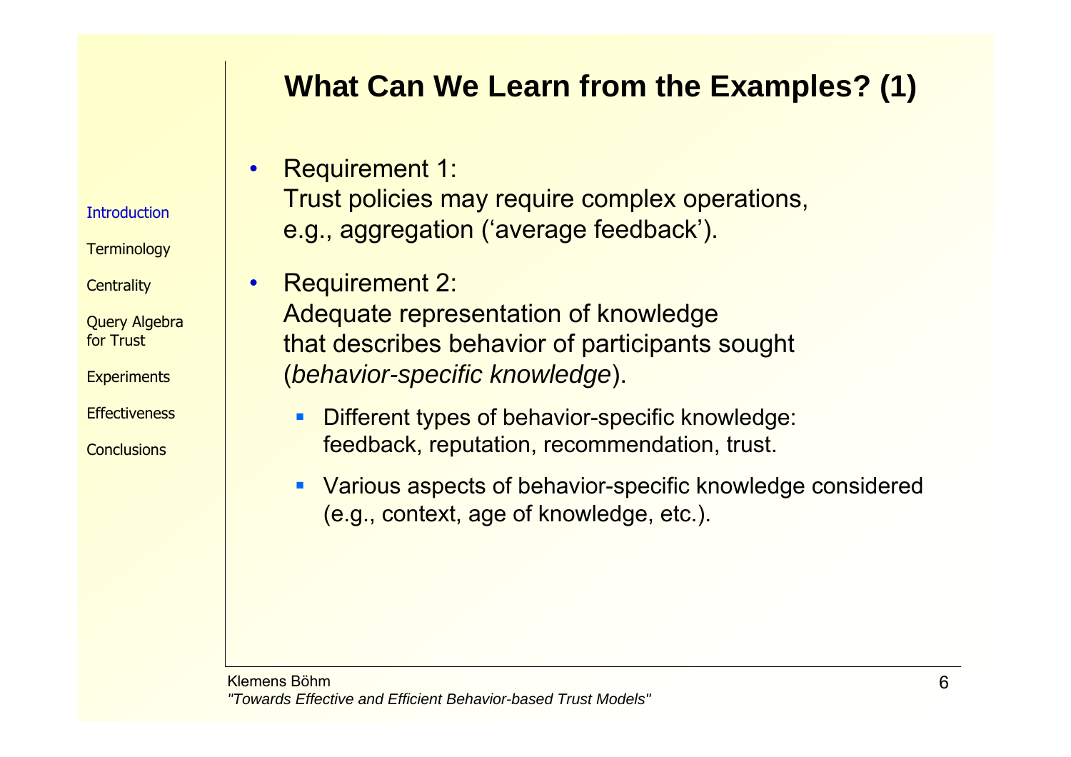# What Can We Learn from the Examples? (1)

- Requirement 1:
  Trust policies may require complex operations, e.g., aggregation ('average feedback').

- Requirement 2:
  Adequate representation of knowledge that describes behavior of participants sought (*behavior-specific knowledge*).
  - Different types of behavior-specific knowledge: feedback, reputation, recommendation, trust.
  - Various aspects of behavior-specific knowledge considered (e.g., context, age of knowledge, etc.).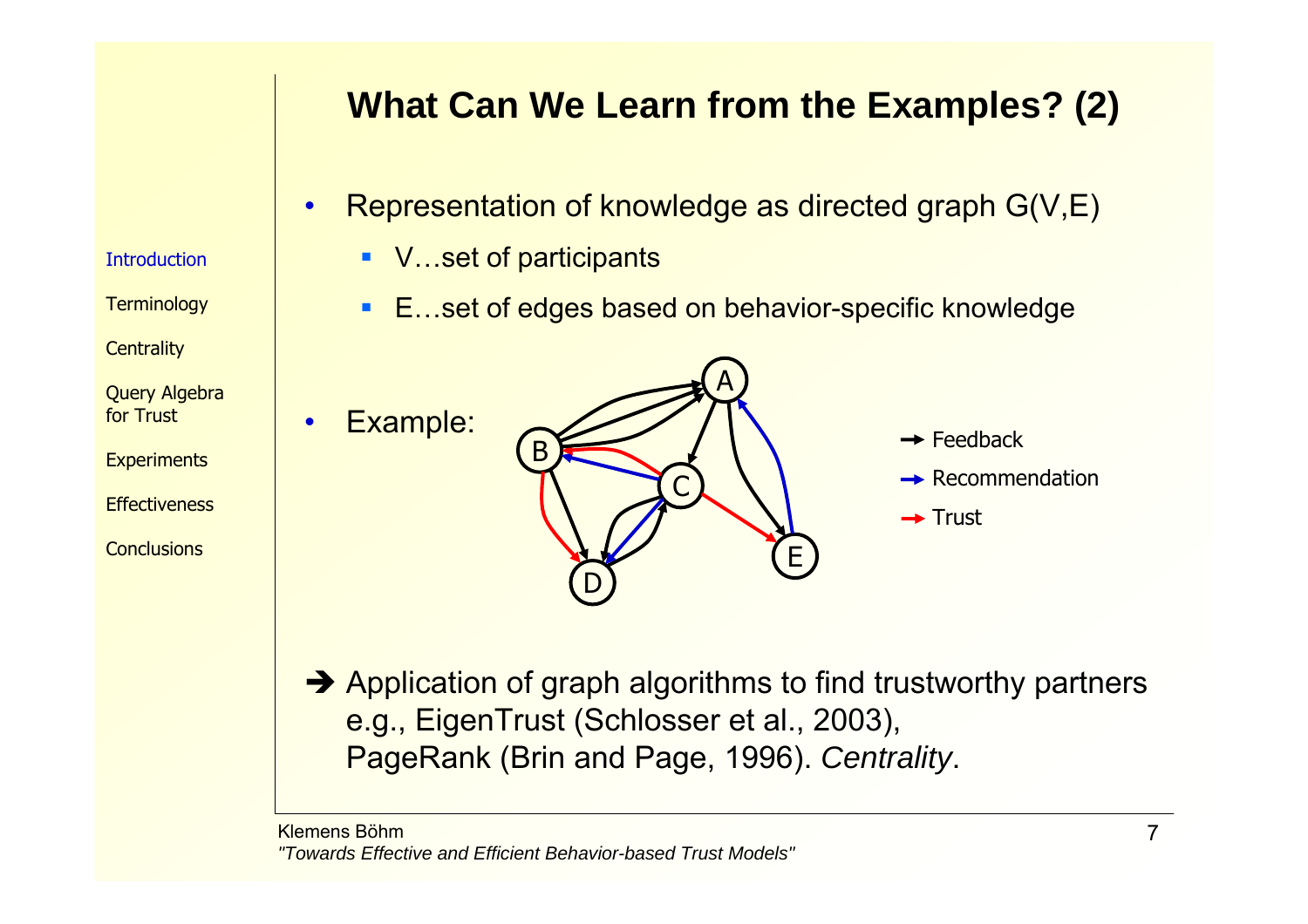# What Can We Learn from the Examples? (2)

- Representation of knowledge as directed graph G(V,E)
  - V…set of participants
  - E…set of edges based on behavior-specific knowledge
- Example:

→ Feedback

→ Recommendation

→ Trust

➔ Application of graph algorithms to find trustworthy partners e.g., EigenTrust (Schlosser et al., 2003), PageRank (Brin and Page, 1996). *Centrality*.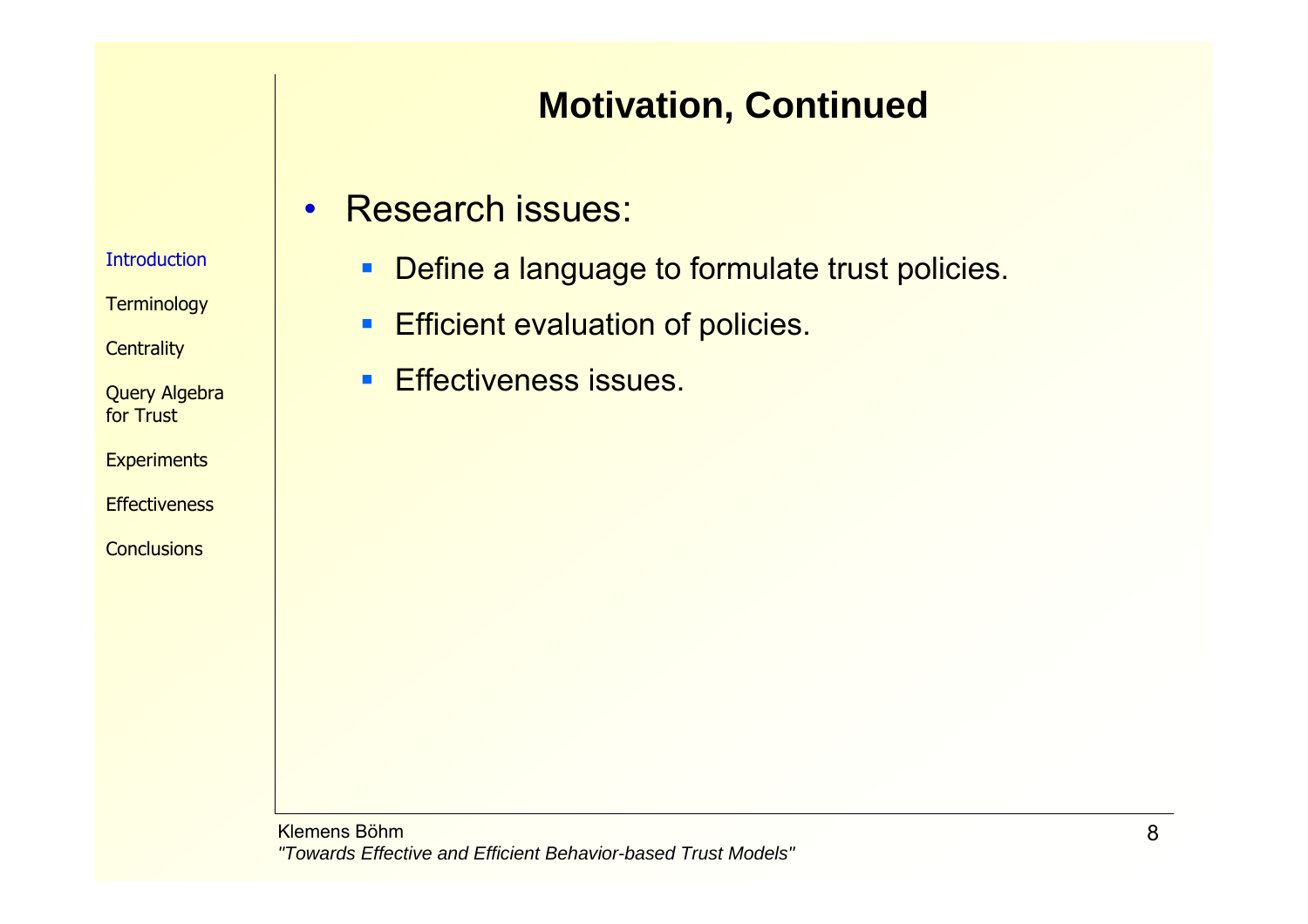## Motivation, Continued

- Research issues:
  - Define a language to formulate trust policies.
  - Efficient evaluation of policies.
  - Effectiveness issues.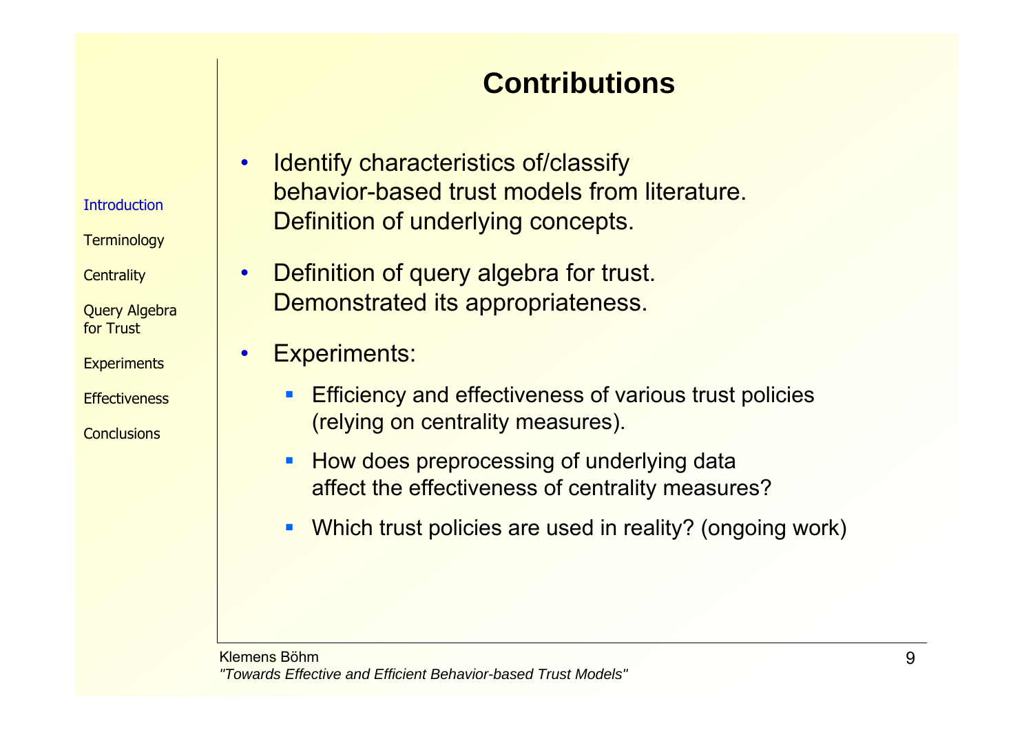# Contributions

- Identify characteristics of/classify behavior-based trust models from literature. Definition of underlying concepts.
- Definition of query algebra for trust. Demonstrated its appropriateness.
- Experiments:
  - Efficiency and effectiveness of various trust policies (relying on centrality measures).
  - How does preprocessing of underlying data affect the effectiveness of centrality measures?
  - Which trust policies are used in reality? (ongoing work)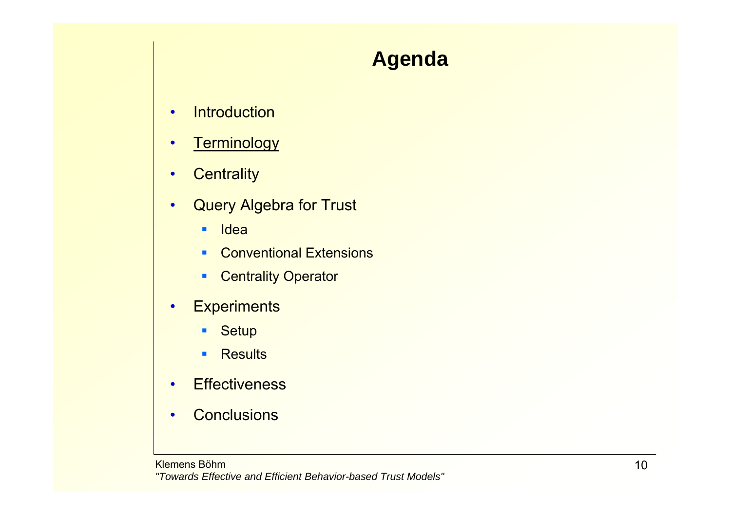# Agenda

- Introduction
- <u>Terminology</u>
- Centrality
- Query Algebra for Trust
  - Idea
  - Conventional Extensions
  - Centrality Operator
- Experiments
  - Setup
  - Results
- Effectiveness
- Conclusions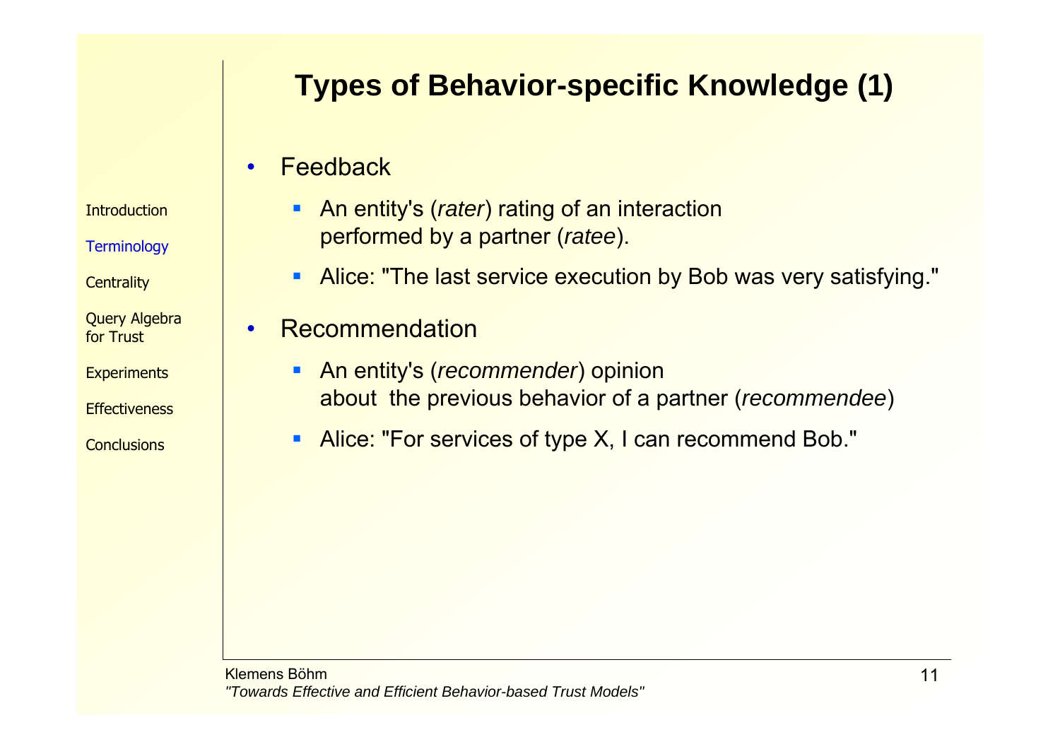## Types of Behavior-specific Knowledge (1)

- Feedback
  - An entity's (*rater*) rating of an interaction performed by a partner (*ratee*).
  - Alice: "The last service execution by Bob was very satisfying."
- Recommendation
  - An entity's (*recommender*) opinion about the previous behavior of a partner (*recommendee*)
  - Alice: "For services of type X, I can recommend Bob."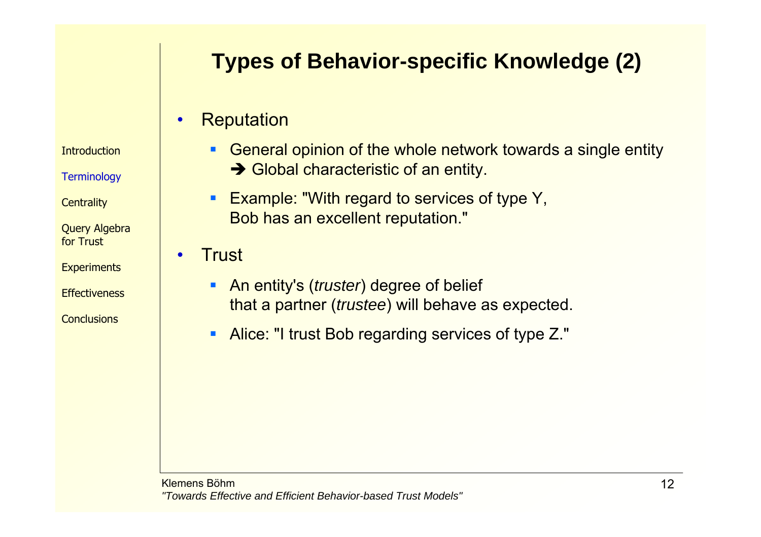# Types of Behavior-specific Knowledge (2)

- Reputation
  - General opinion of the whole network towards a single entity
    ➔ Global characteristic of an entity.
  - Example: "With regard to services of type Y,
    Bob has an excellent reputation."
- Trust
  - An entity's (*truster*) degree of belief
    that a partner (*trustee*) will behave as expected.
  - Alice: "I trust Bob regarding services of type Z."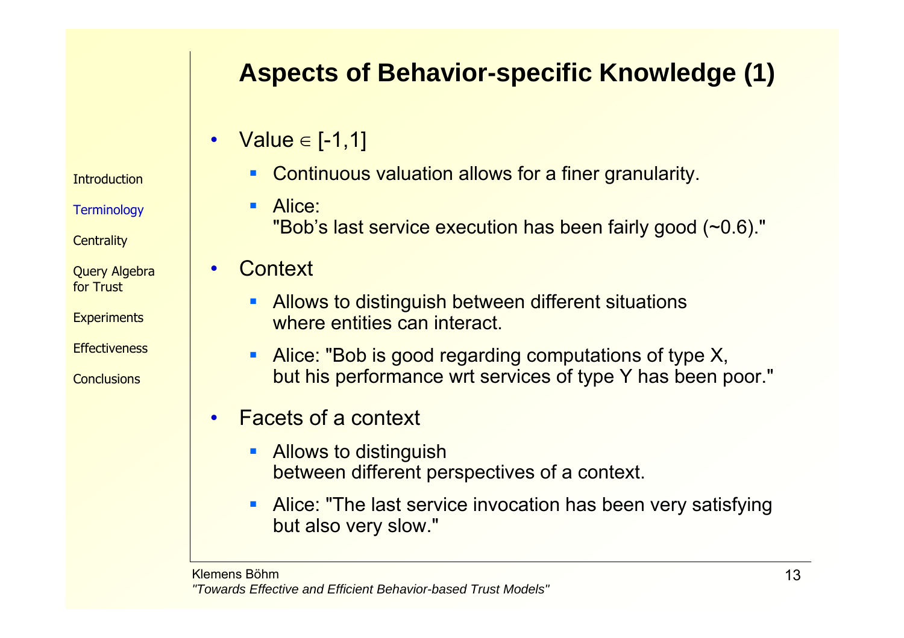# Aspects of Behavior-specific Knowledge (1)

- Value $\in [-1,1]$
  - Continuous valuation allows for a finer granularity.
  - Alice: "Bob's last service execution has been fairly good (~0.6)."
- Context
  - Allows to distinguish between different situations where entities can interact.
  - Alice: "Bob is good regarding computations of type X, but his performance wrt services of type Y has been poor."
- Facets of a context
  - Allows to distinguish between different perspectives of a context.
  - Alice: "The last service invocation has been very satisfying but also very slow."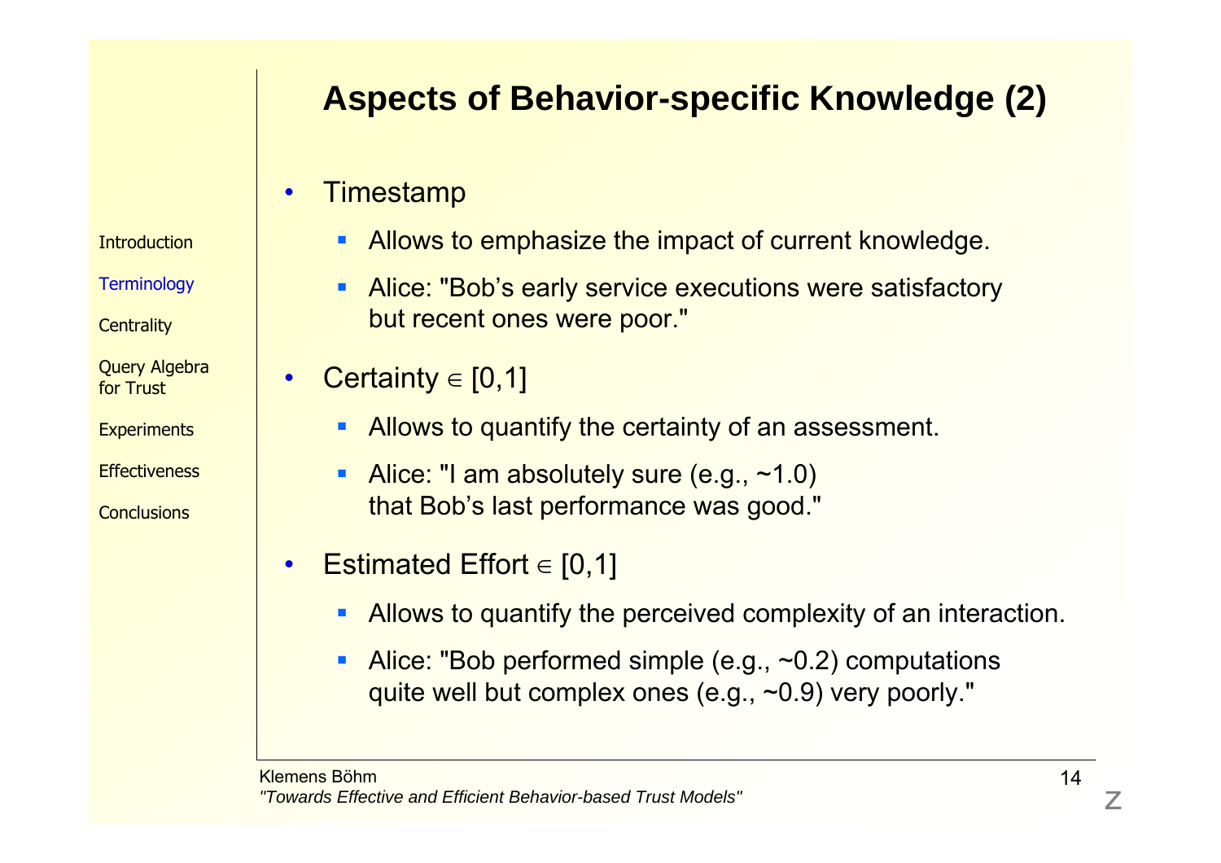## Aspects of Behavior-specific Knowledge (2)

- Timestamp
  - Allows to emphasize the impact of current knowledge.
  - Alice: "Bob's early service executions were satisfactory but recent ones were poor."
- Certainty $\in [0,1]$
  - Allows to quantify the certainty of an assessment.
  - Alice: "I am absolutely sure (e.g., ~1.0) that Bob's last performance was good."
- Estimated Effort $\in [0,1]$
  - Allows to quantify the perceived complexity of an interaction.
  - Alice: "Bob performed simple (e.g., ~0.2) computations quite well but complex ones (e.g., ~0.9) very poorly."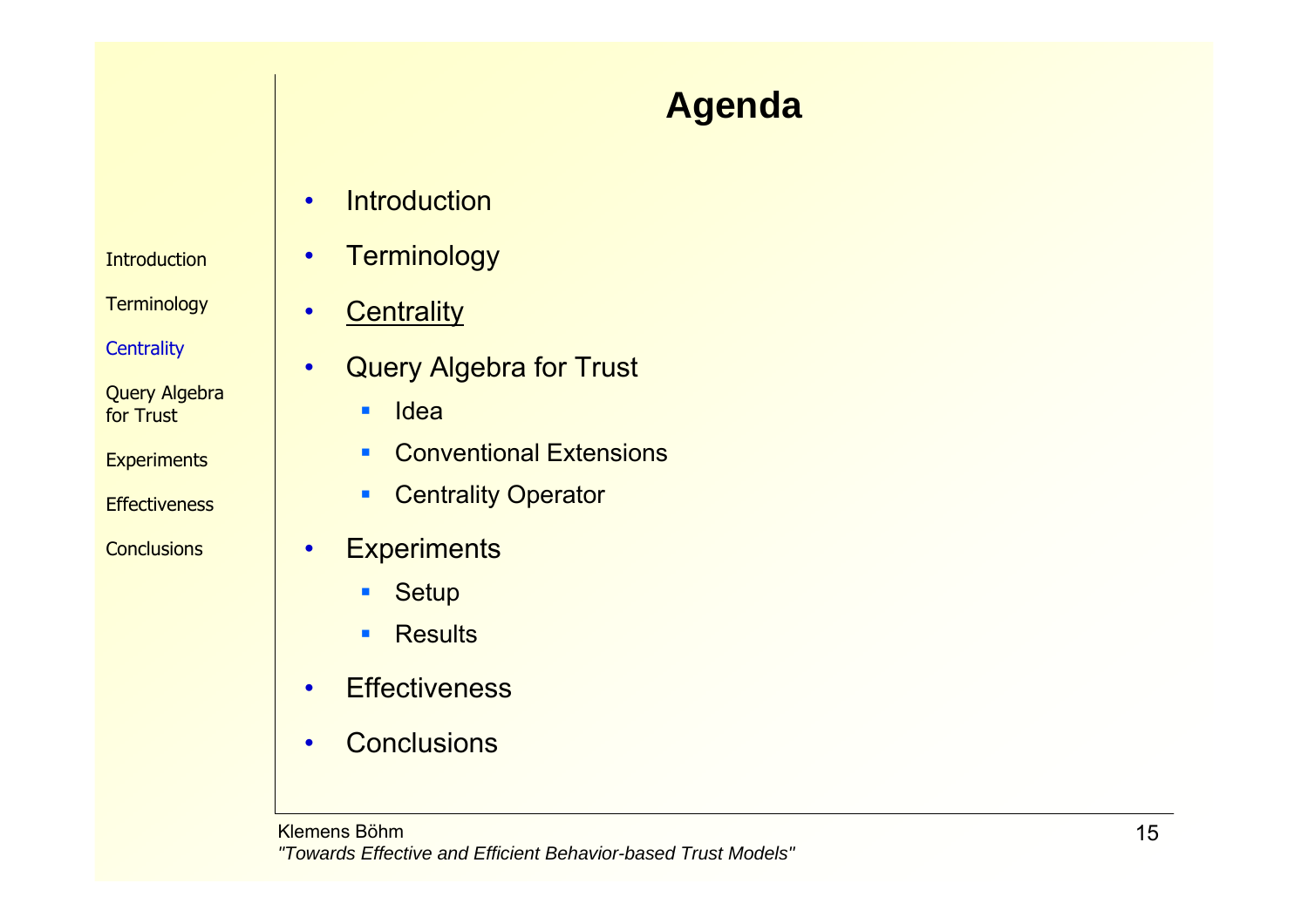# Agenda

- Introduction
- Terminology
- <u>Centrality</u>
- Query Algebra for Trust
  - Idea
  - Conventional Extensions
  - Centrality Operator
- Experiments
  - Setup
  - Results
- Effectiveness
- Conclusions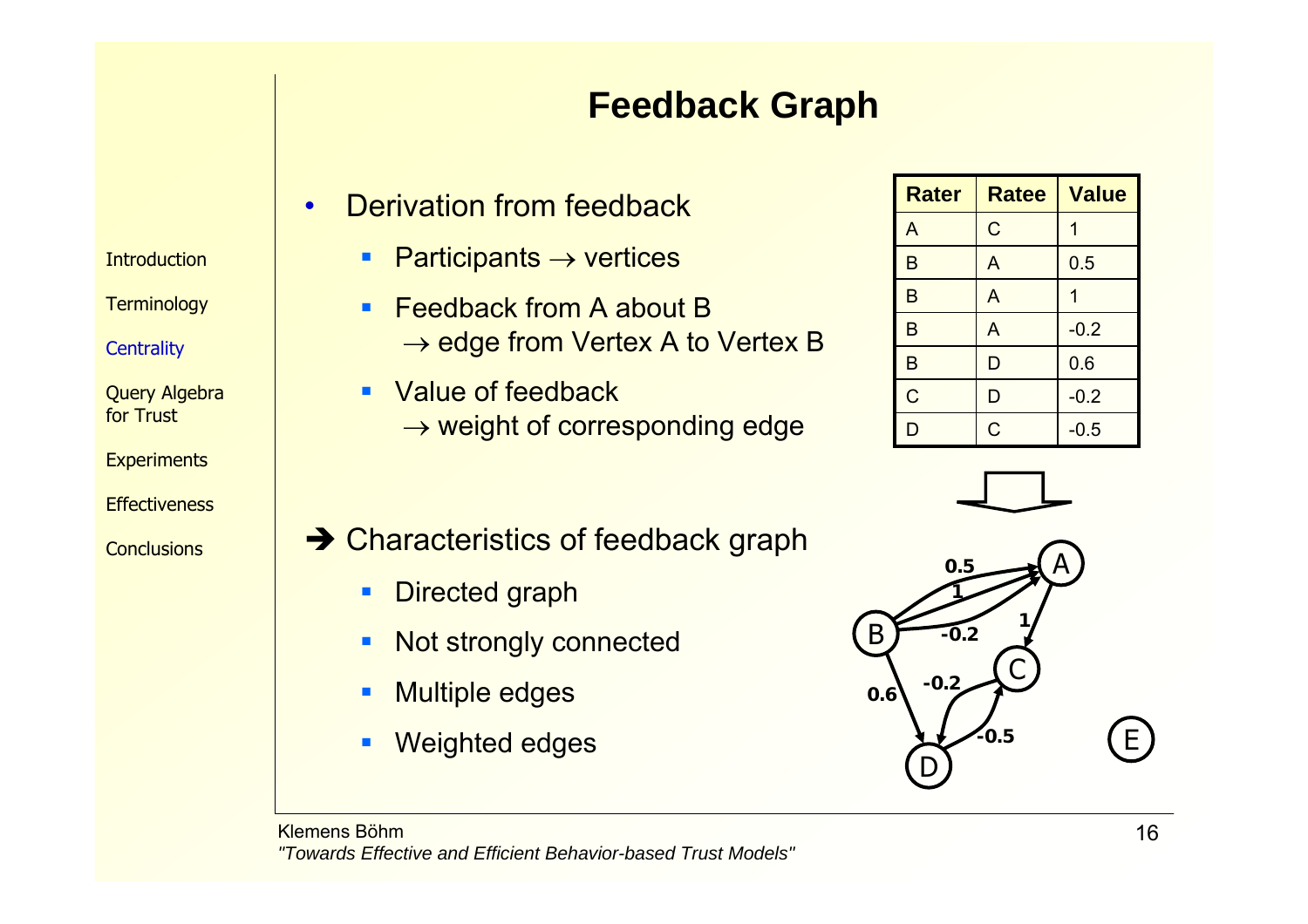# Feedback Graph

- Derivation from feedback
  - Participants → vertices
  - Feedback from A about B
    → edge from Vertex A to Vertex B
  - Value of feedback
    → weight of corresponding edge

| Rater | Ratee | Value |
|---|---|---|
| A | C | 1 |
| B | A | 0.5 |
| B | A | 1 |
| B | A | -0.2 |
| B | D | 0.6 |
| C | D | -0.2 |
| D | C | -0.5 |

➔ Characteristics of feedback graph

- Directed graph
- Not strongly connected
- Multiple edges
- Weighted edges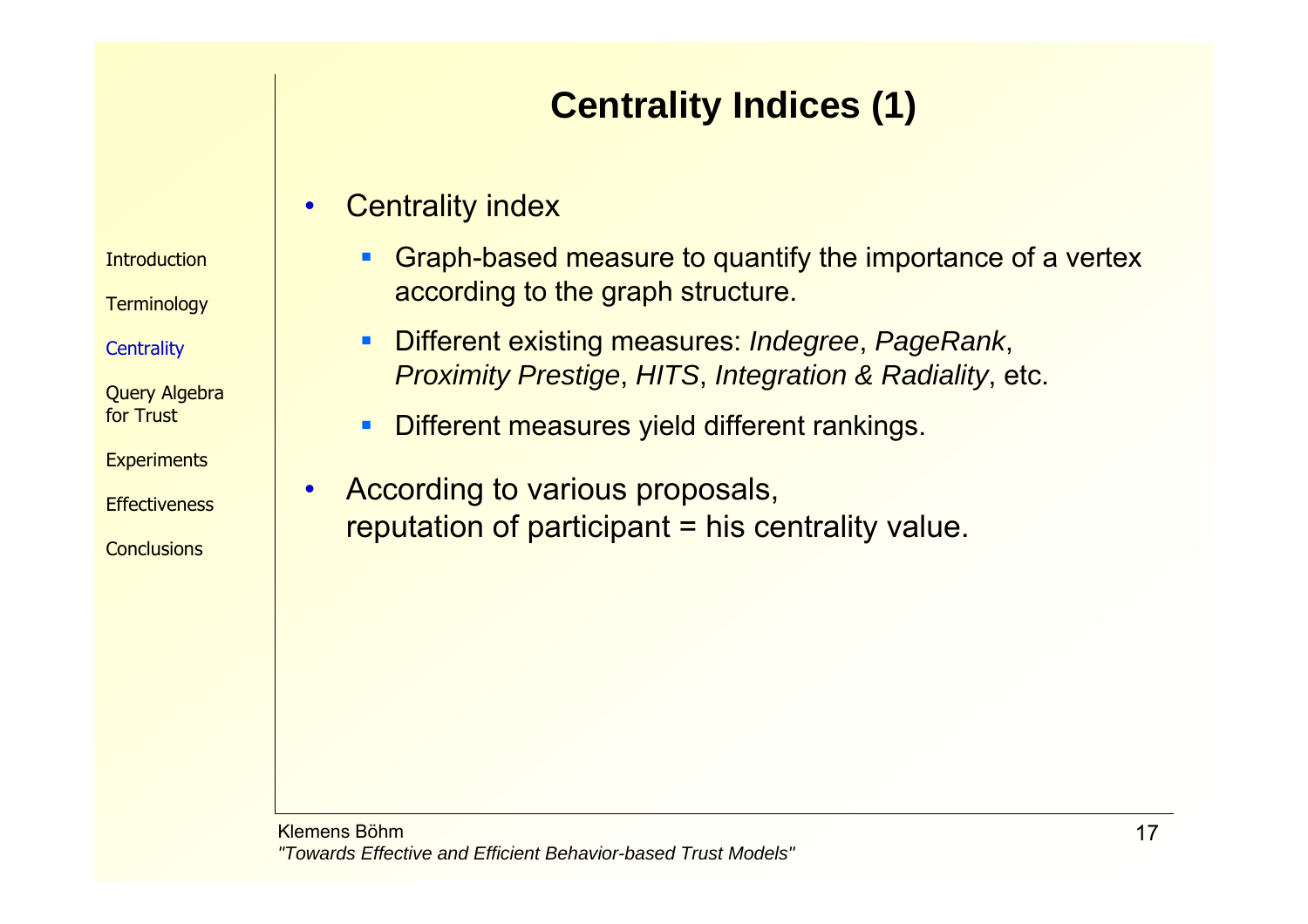# Centrality Indices (1)

- Centrality index
  - Graph-based measure to quantify the importance of a vertex according to the graph structure.
  - Different existing measures: *Indegree*, *PageRank*, *Proximity Prestige*, *HITS*, *Integration & Radiality*, etc.
  - Different measures yield different rankings.
- According to various proposals, reputation of participant = his centrality value.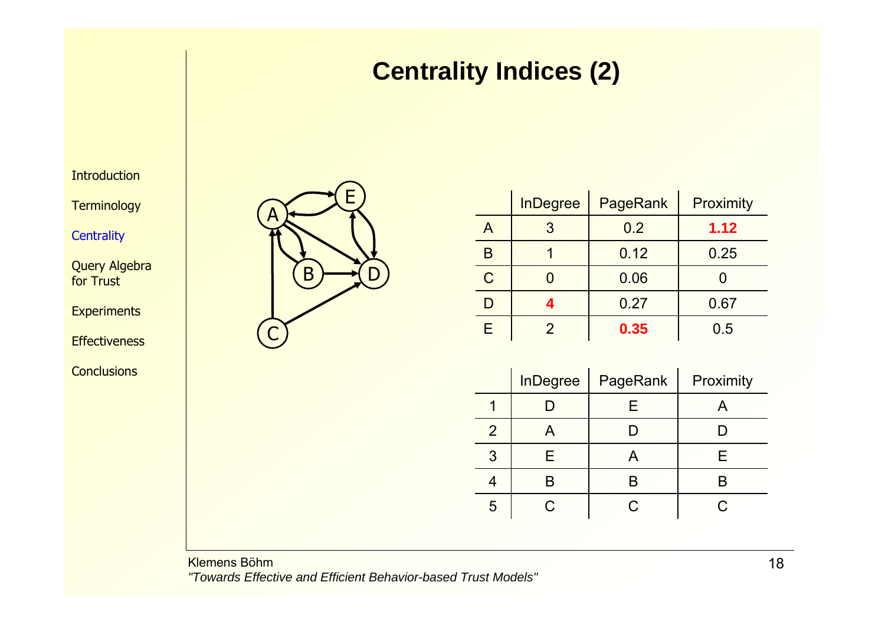# Centrality Indices (2)

|   | InDegree | PageRank | Proximity |
|---|---|---|---|
| A | 3 | 0.2 | **1.12** |
| B | 1 | 0.12 | 0.25 |
| C | 0 | 0.06 | 0 |
| D | **4** | 0.27 | 0.67 |
| E | 2 | **0.35** | 0.5 |

|   | InDegree | PageRank | Proximity |
|---|---|---|---|
| 1 | D | E | A |
| 2 | A | D | D |
| 3 | E | A | E |
| 4 | B | B | B |
| 5 | C | C | C |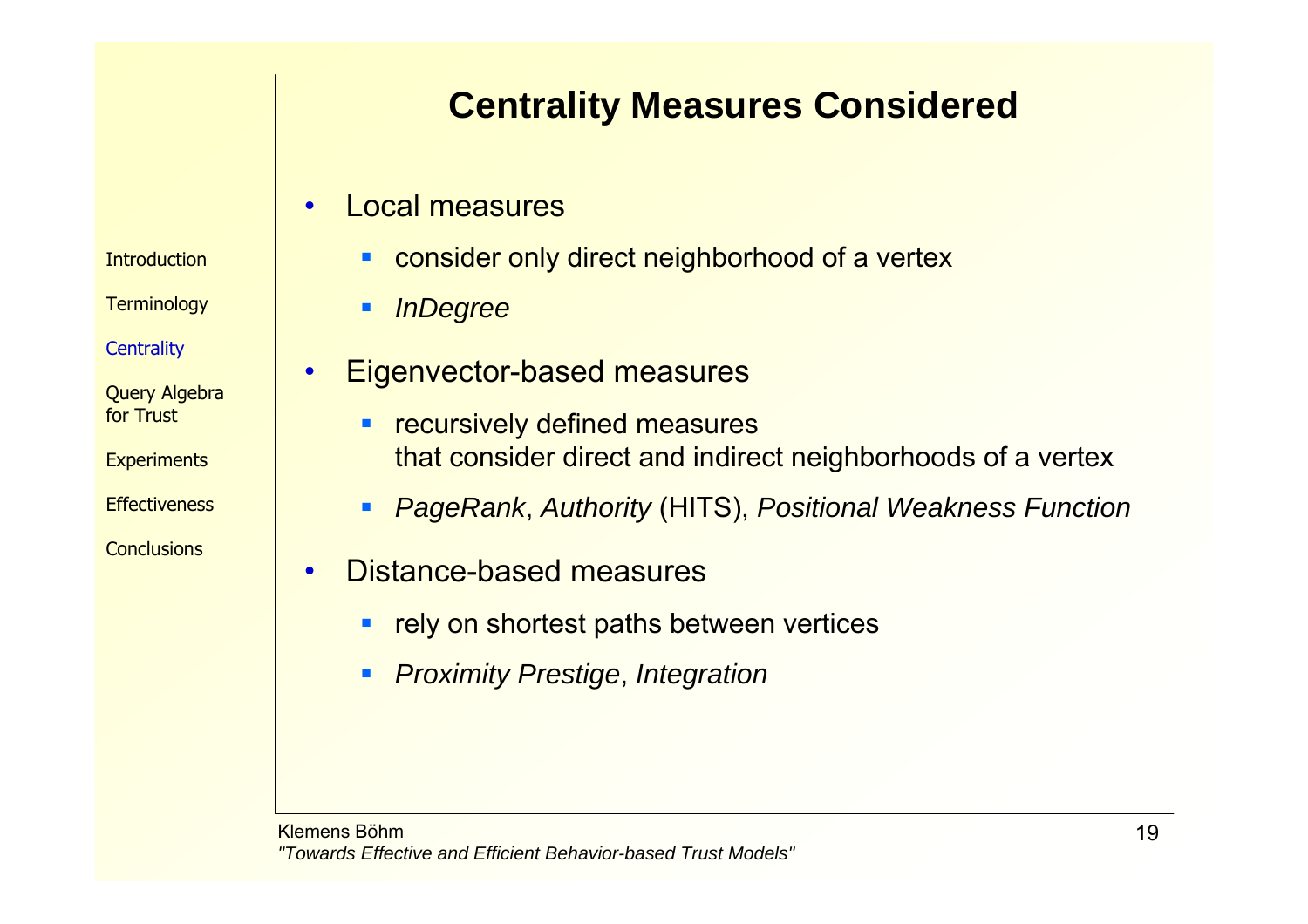# Centrality Measures Considered

- Local measures
  - consider only direct neighborhood of a vertex
  - *InDegree*
- Eigenvector-based measures
  - recursively defined measures
    that consider direct and indirect neighborhoods of a vertex
  - *PageRank*, *Authority* (HITS), *Positional Weakness Function*
- Distance-based measures
  - rely on shortest paths between vertices
  - *Proximity Prestige*, *Integration*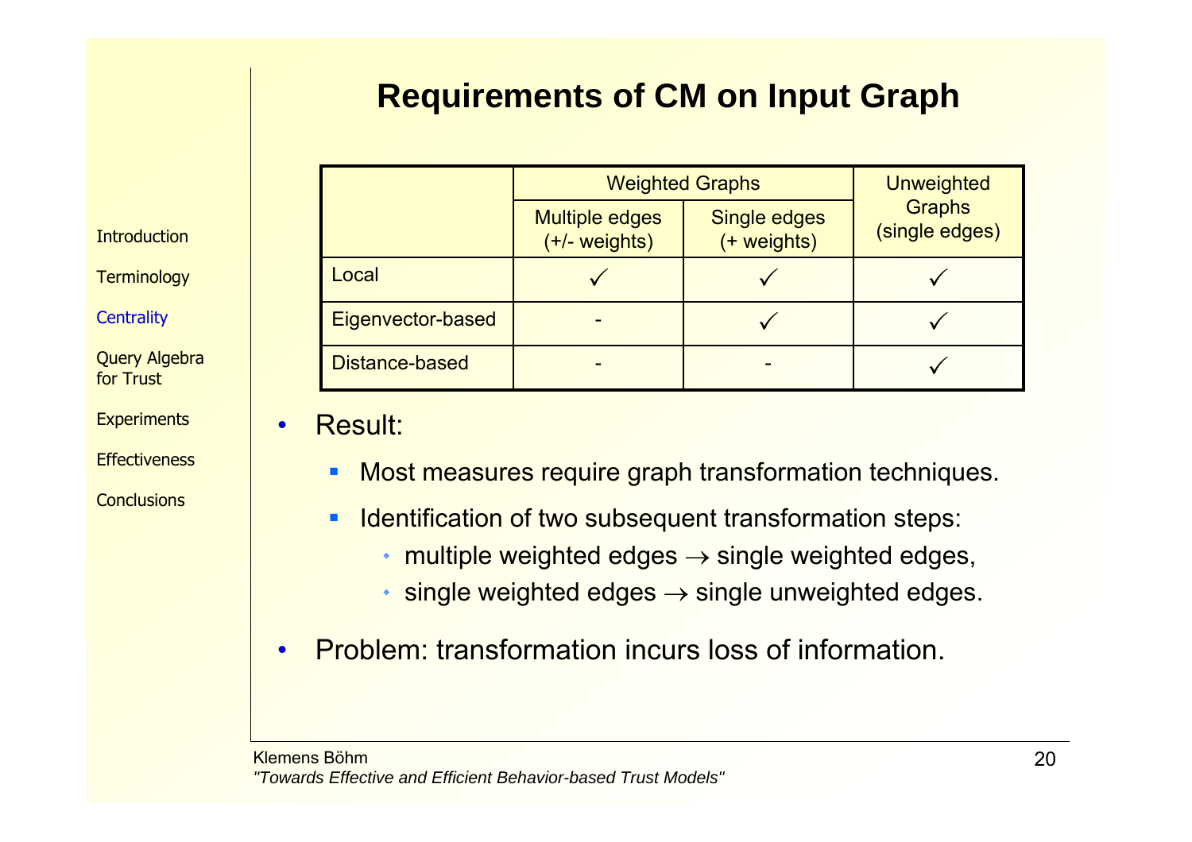# Requirements of CM on Input Graph

| | Weighted Graphs | | Unweighted Graphs (single edges) |
|---|---|---|---|
| | Multiple edges (+/- weights) | Single edges (+ weights) | |
| Local | ✓ | ✓ | ✓ |
| Eigenvector-based | - | ✓ | ✓ |
| Distance-based | - | - | ✓ |

- Result:
  - Most measures require graph transformation techniques.
  - Identification of two subsequent transformation steps:
    - multiple weighted edges $\rightarrow$ single weighted edges,
    - single weighted edges $\rightarrow$ single unweighted edges.
- Problem: transformation incurs loss of information.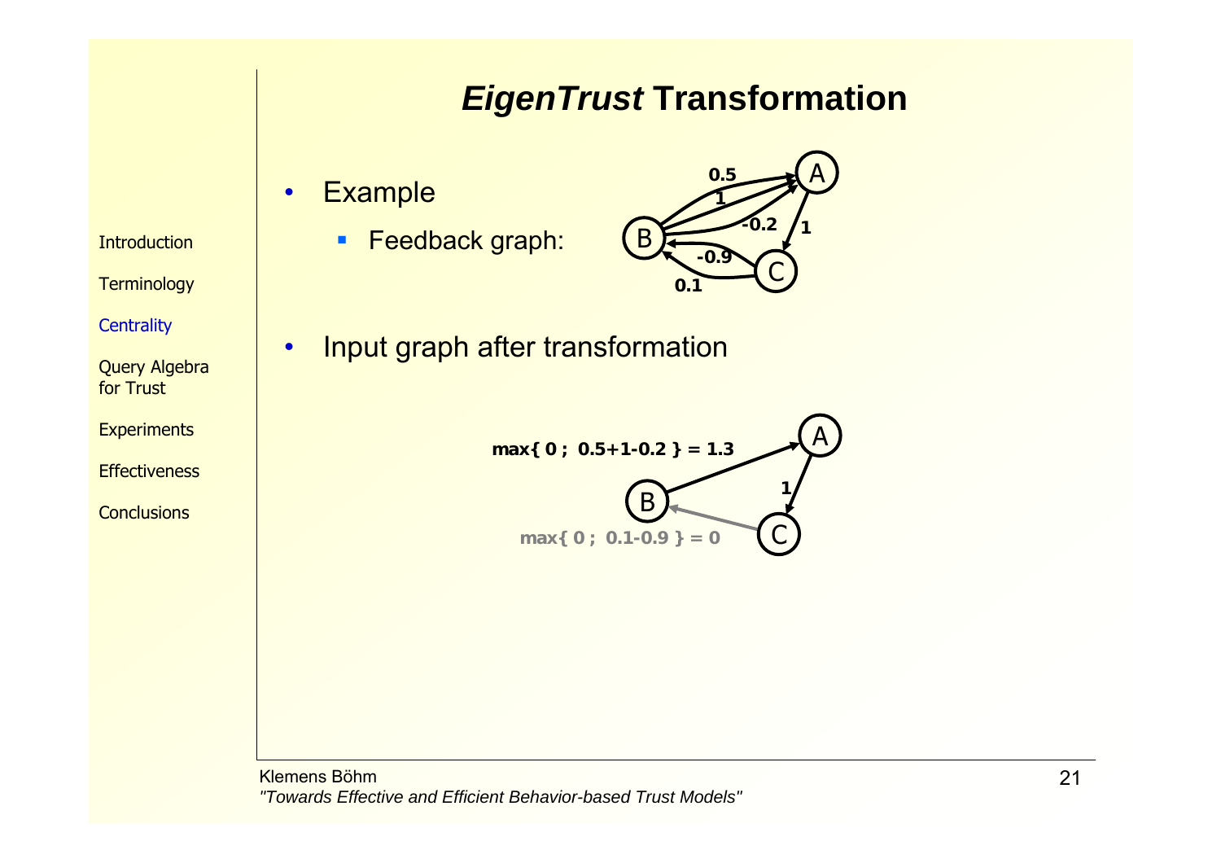# *EigenTrust* Transformation

- Example
  - Feedback graph:

0.5  
1  
-0.2  
1  
-0.9  
0.1

- Input graph after transformation

max{ 0 ; 0.5+1-0.2 } = 1.3  
1  
max{ 0 ; 0.1-0.9 } = 0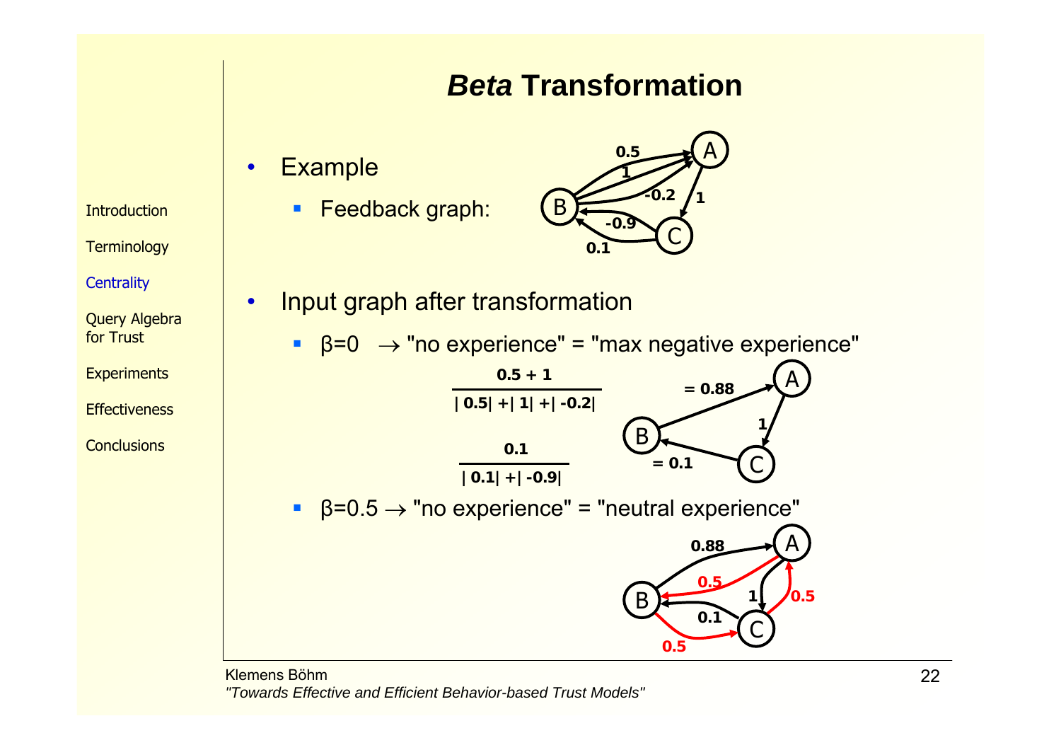# *Beta* Transformation

- Example
  - Feedback graph:
- Input graph after transformation
  - $\beta=0 \rightarrow$ "no experience" = "max negative experience"

$$\frac{0.5 + 1}{|0.5| + |1| + |-0.2|} = 0.88$$

$$\frac{0.1}{|0.1| + |-0.9|} = 0.1$$

  - $\beta=0.5 \rightarrow$ "no experience" = "neutral experience"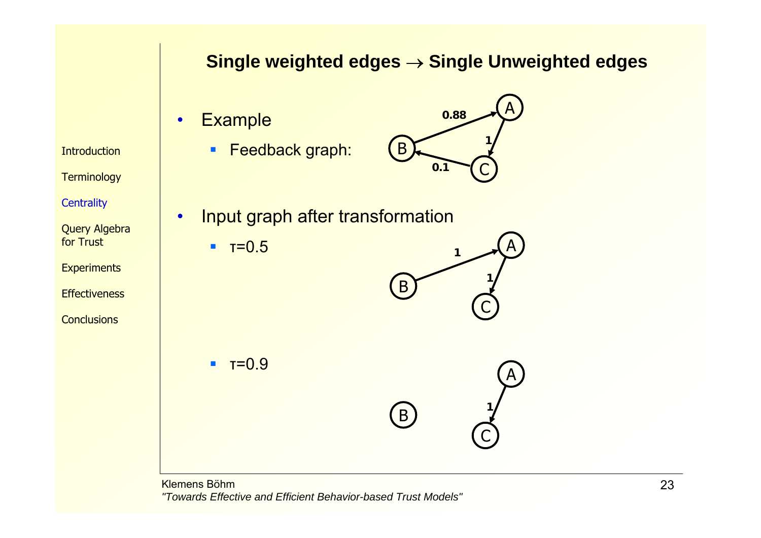## Single weighted edges → Single Unweighted edges

- Example
  - Feedback graph:
- Input graph after transformation
  - τ=0.5
  - τ=0.9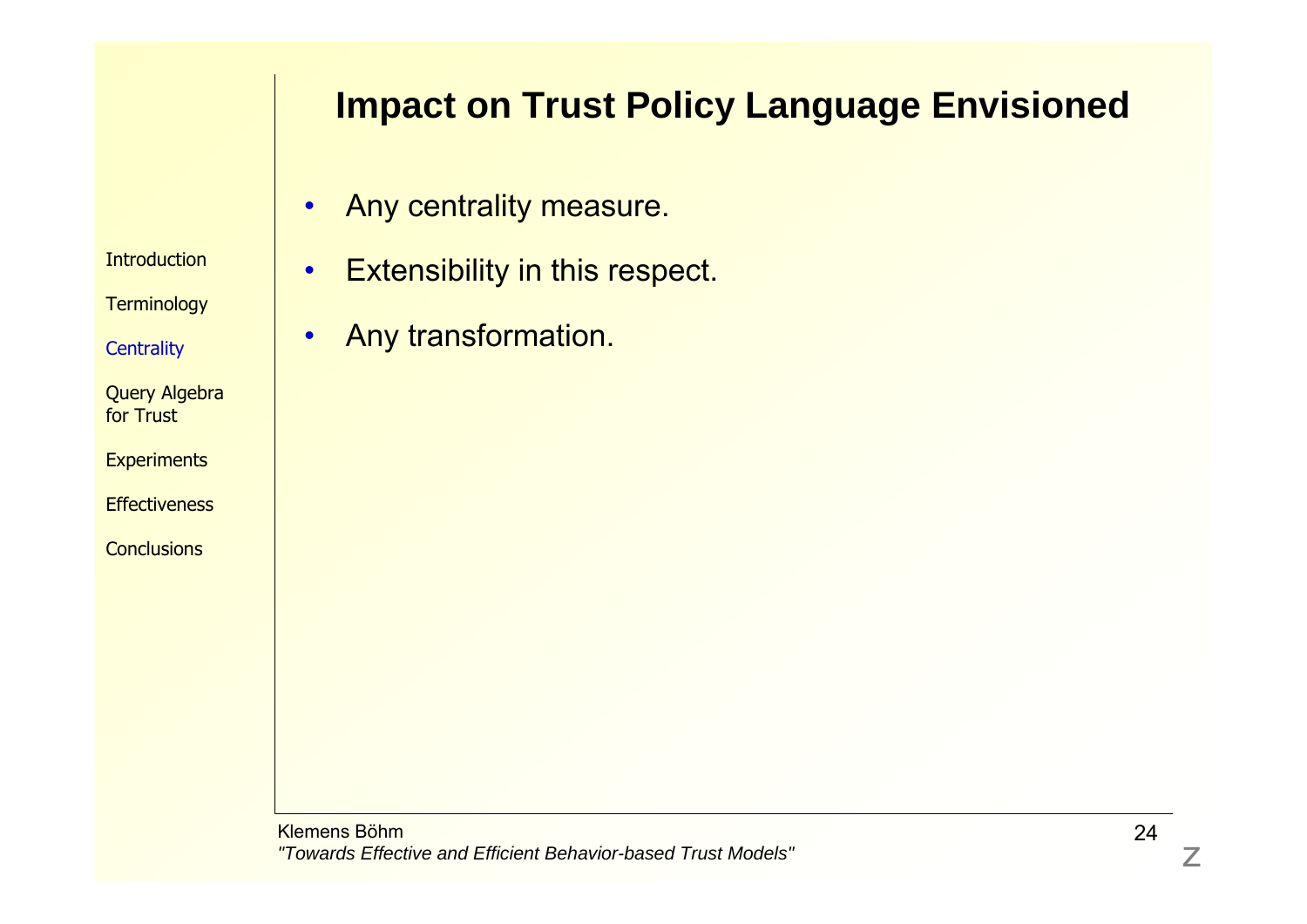# Impact on Trust Policy Language Envisioned

- Any centrality measure.
- Extensibility in this respect.
- Any transformation.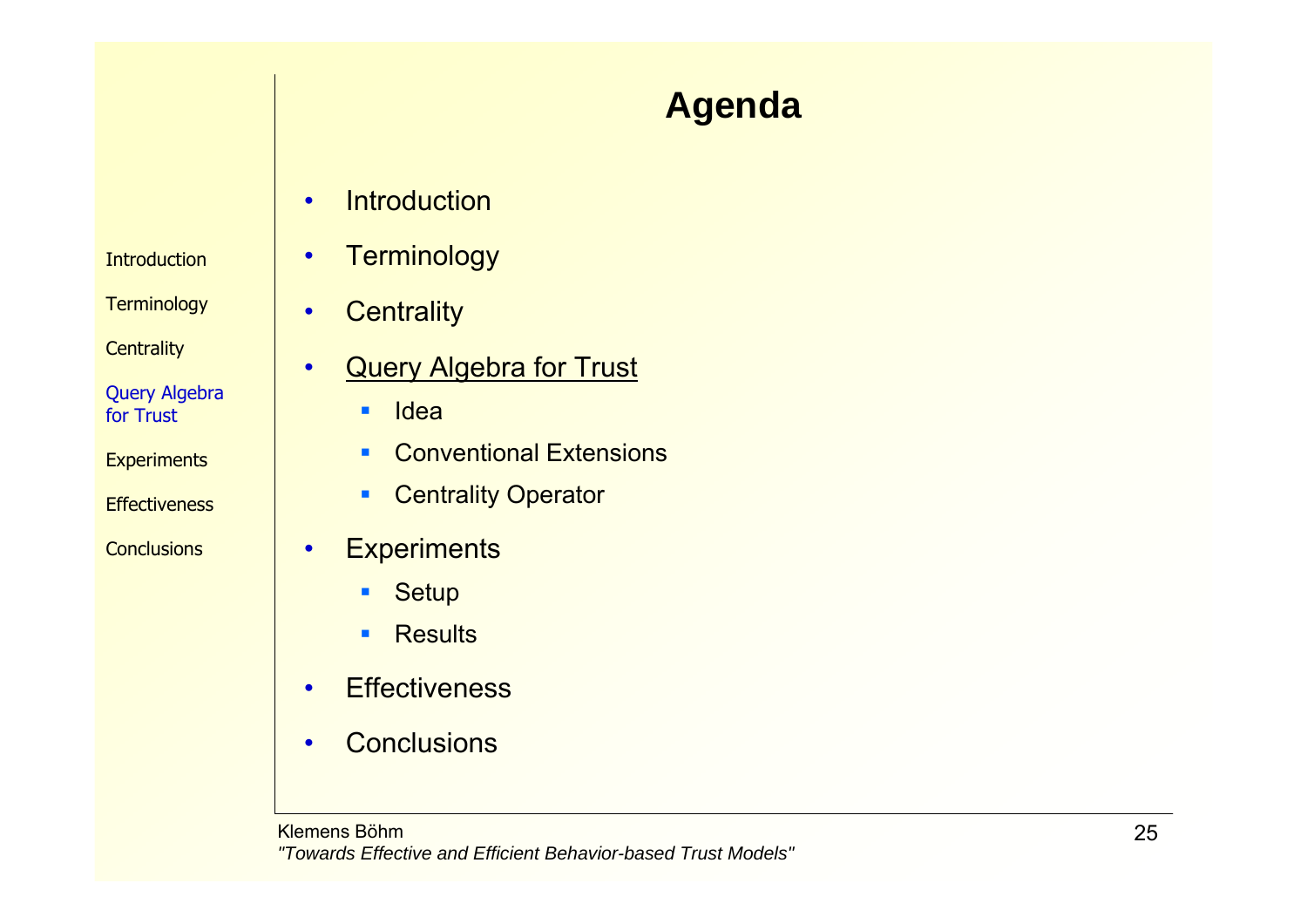# Agenda

- Introduction
- Terminology
- Centrality
- <u>Query Algebra for Trust</u>
  - Idea
  - Conventional Extensions
  - Centrality Operator
- Experiments
  - Setup
  - Results
- Effectiveness
- Conclusions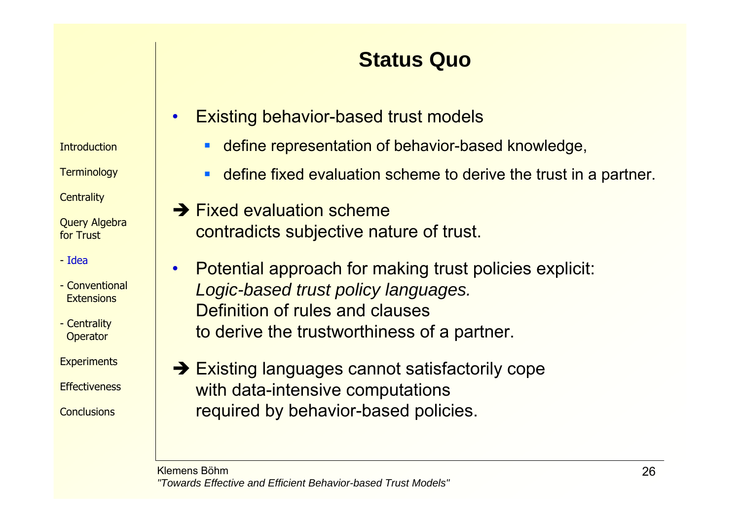# Status Quo

- Existing behavior-based trust models
  - define representation of behavior-based knowledge,
  - define fixed evaluation scheme to derive the trust in a partner.

➔ Fixed evaluation scheme
contradicts subjective nature of trust.

- Potential approach for making trust policies explicit:
  *Logic-based trust policy languages.*
  Definition of rules and clauses
  to derive the trustworthiness of a partner.

➔ Existing languages cannot satisfactorily cope
with data-intensive computations
required by behavior-based policies.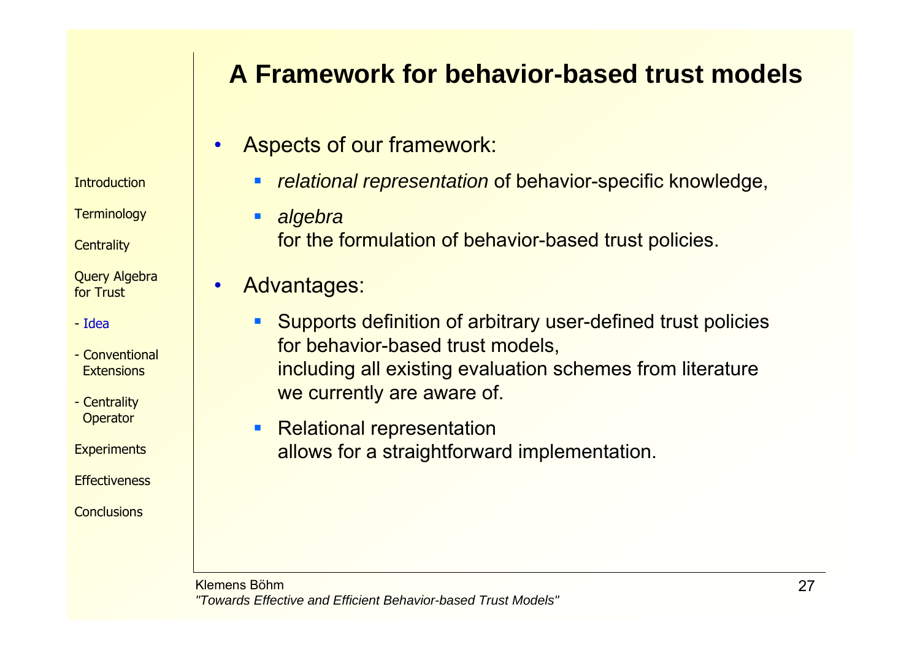# A Framework for behavior-based trust models

- Aspects of our framework:
  - *relational representation* of behavior-specific knowledge,
  - *algebra*
    for the formulation of behavior-based trust policies.
- Advantages:
  - Supports definition of arbitrary user-defined trust policies for behavior-based trust models,
    including all existing evaluation schemes from literature we currently are aware of.
  - Relational representation
    allows for a straightforward implementation.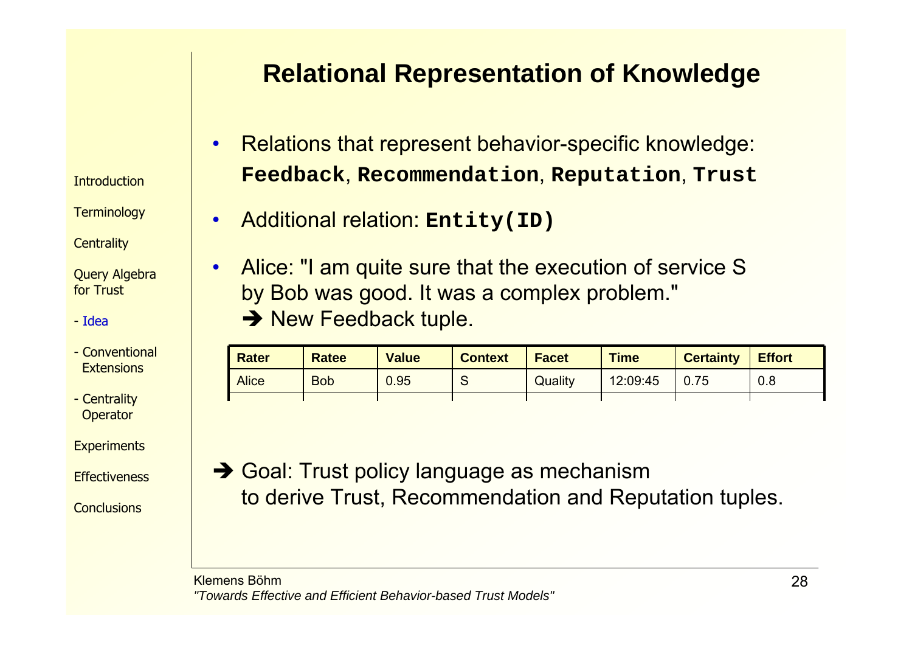# Relational Representation of Knowledge

- Relations that represent behavior-specific knowledge: **`Feedback`**, **`Recommendation`**, **`Reputation`**, **`Trust`**
- Additional relation: **`Entity(ID)`**
- Alice: "I am quite sure that the execution of service S by Bob was good. It was a complex problem."
  ➔ New Feedback tuple.

| Rater | Ratee | Value | Context | Facet | Time | Certainty | Effort |
|---|---|---|---|---|---|---|---|
| Alice | Bob | 0.95 | S | Quality | 12:09:45 | 0.75 | 0.8 |
| | | | | | | | |

➔ Goal: Trust policy language as mechanism to derive Trust, Recommendation and Reputation tuples.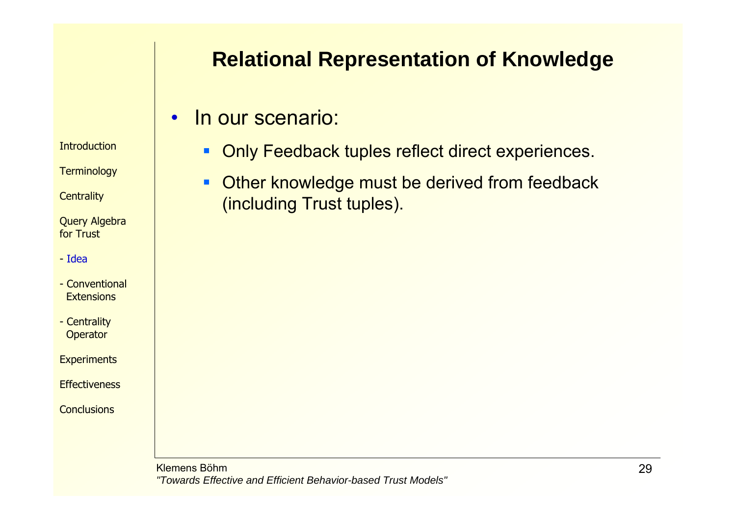## Relational Representation of Knowledge

- In our scenario:
  - Only Feedback tuples reflect direct experiences.
  - Other knowledge must be derived from feedback (including Trust tuples).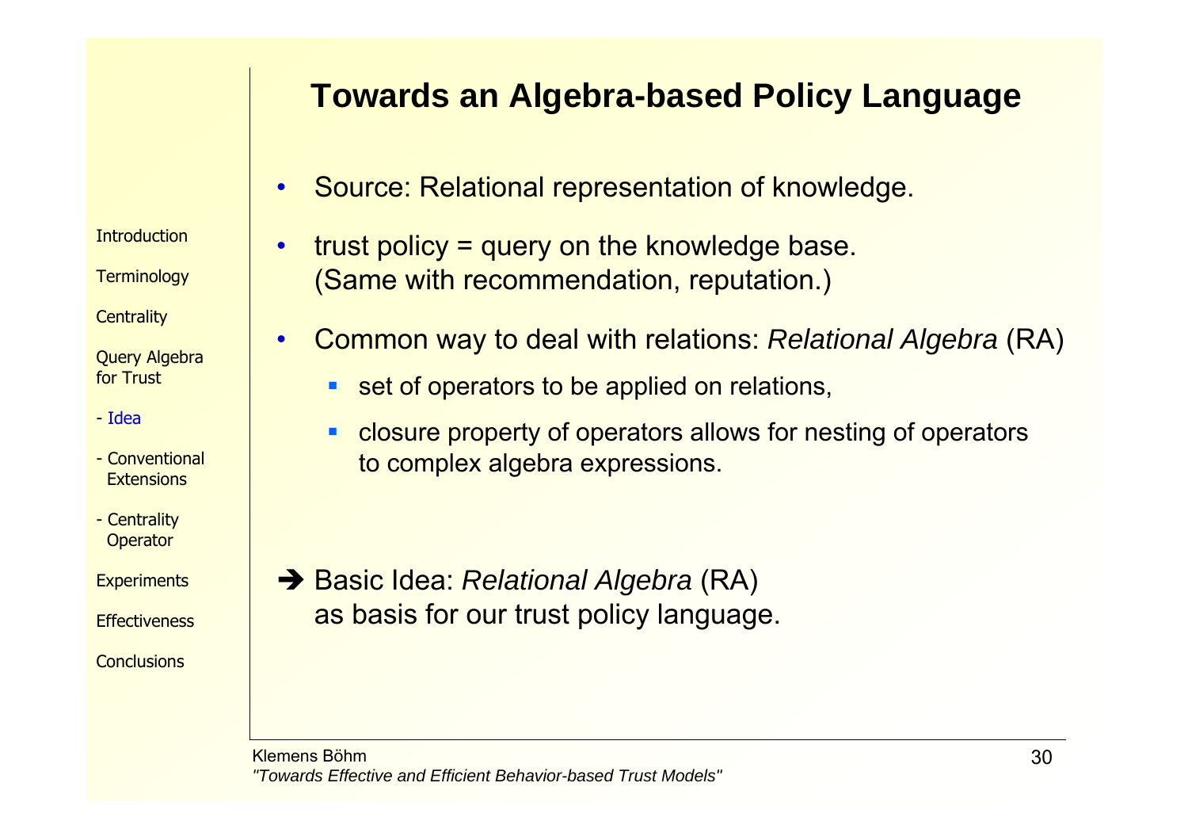# Towards an Algebra-based Policy Language

- Source: Relational representation of knowledge.
- trust policy = query on the knowledge base.
  (Same with recommendation, reputation.)
- Common way to deal with relations: *Relational Algebra* (RA)
  - set of operators to be applied on relations,
  - closure property of operators allows for nesting of operators to complex algebra expressions.

➔ Basic Idea: *Relational Algebra* (RA) as basis for our trust policy language.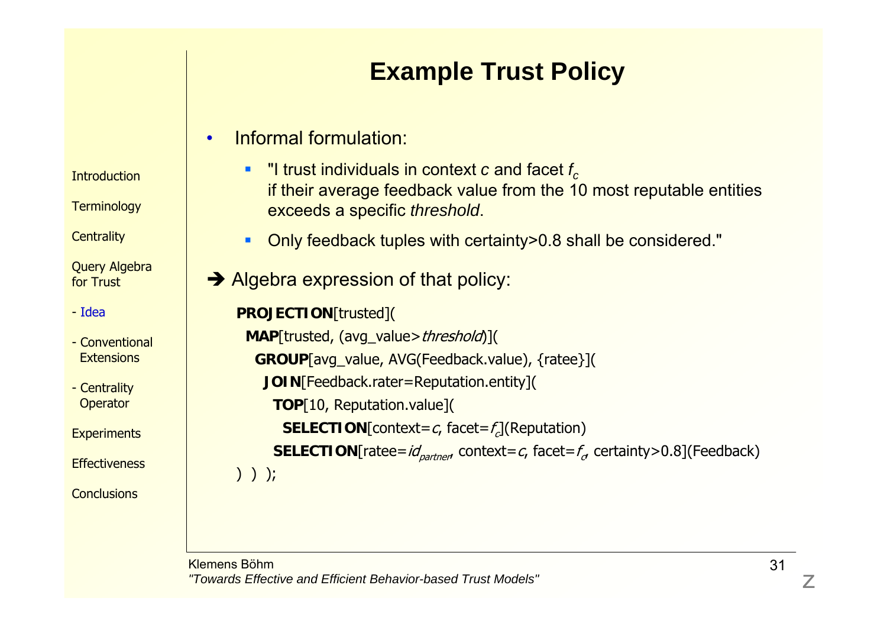# Example Trust Policy

- Informal formulation:
  - "I trust individuals in context *c* and facet $f_c$ if their average feedback value from the 10 most reputable entities exceeds a specific *threshold*.
  - Only feedback tuples with certainty>0.8 shall be considered."

➔ Algebra expression of that policy:

```
PROJECTION[trusted](
 MAP[trusted, (avg_value>threshold)](
  GROUP[avg_value, AVG(Feedback.value), {ratee}](
   JOIN[Feedback.rater=Reputation.entity](
    TOP[10, Reputation.value](
     SELECTION[context=c, facet=f_c](Reputation)
    SELECTION[ratee=id_partner, context=c, facet=f_c, certainty>0.8](Feedback)
) ) );
```

Introduction

Terminology

Centrality

Query Algebra for Trust

- Idea
- Conventional Extensions
- Centrality Operator

Experiments

Effectiveness

Conclusions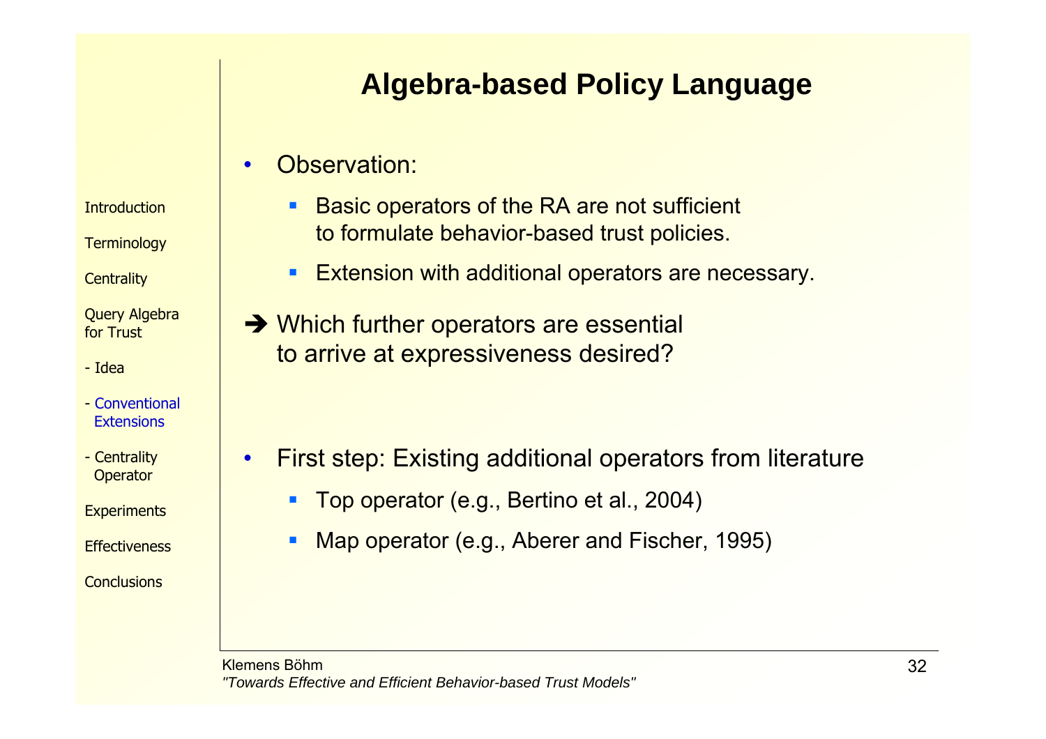# Algebra-based Policy Language

- Observation:
  - Basic operators of the RA are not sufficient to formulate behavior-based trust policies.
  - Extension with additional operators are necessary.

➔ Which further operators are essential to arrive at expressiveness desired?

- First step: Existing additional operators from literature
  - Top operator (e.g., Bertino et al., 2004)
  - Map operator (e.g., Aberer and Fischer, 1995)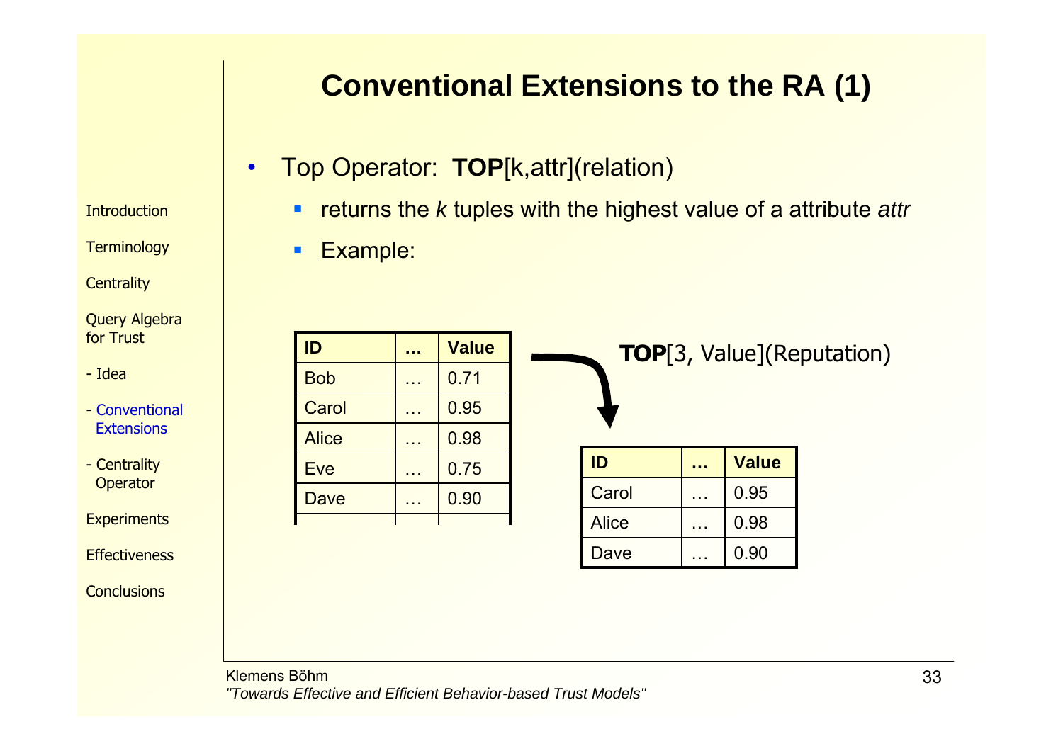# Conventional Extensions to the RA (1)

- Top Operator: **TOP**[k,attr](relation)
  - returns the *k* tuples with the highest value of a attribute *attr*
  - Example:

| ID | … | Value |
|---|---|---|
| Bob | … | 0.71 |
| Carol | … | 0.95 |
| Alice | … | 0.98 |
| Eve | … | 0.75 |
| Dave | … | 0.90 |
| | | |

**TOP**[3, Value](Reputation)

| ID | … | Value |
|---|---|---|
| Carol | … | 0.95 |
| Alice | … | 0.98 |
| Dave | … | 0.90 |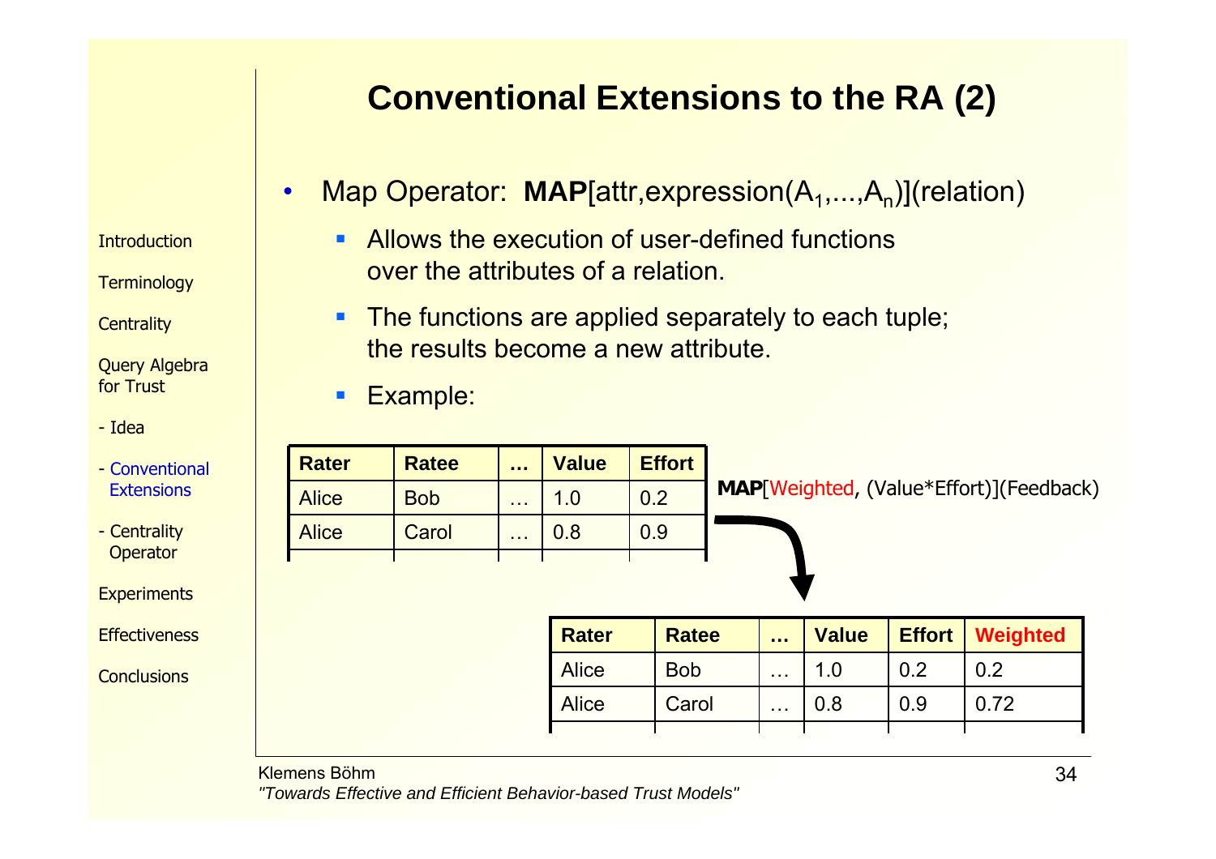# Conventional Extensions to the RA (2)

- Map Operator: **MAP**[attr,expression($A_1$,...,$A_n$)](relation)
  - Allows the execution of user-defined functions over the attributes of a relation.
  - The functions are applied separately to each tuple; the results become a new attribute.
  - Example:

| Rater | Ratee | … | Value | Effort |
|---|---|---|---|---|
| Alice | Bob | … | 1.0 | 0.2 |
| Alice | Carol | … | 0.8 | 0.9 |

**MAP**[Weighted, (Value*Effort)](Feedback)

| Rater | Ratee | … | Value | Effort | Weighted |
|---|---|---|---|---|---|
| Alice | Bob | … | 1.0 | 0.2 | 0.2 |
| Alice | Carol | … | 0.8 | 0.9 | 0.72 |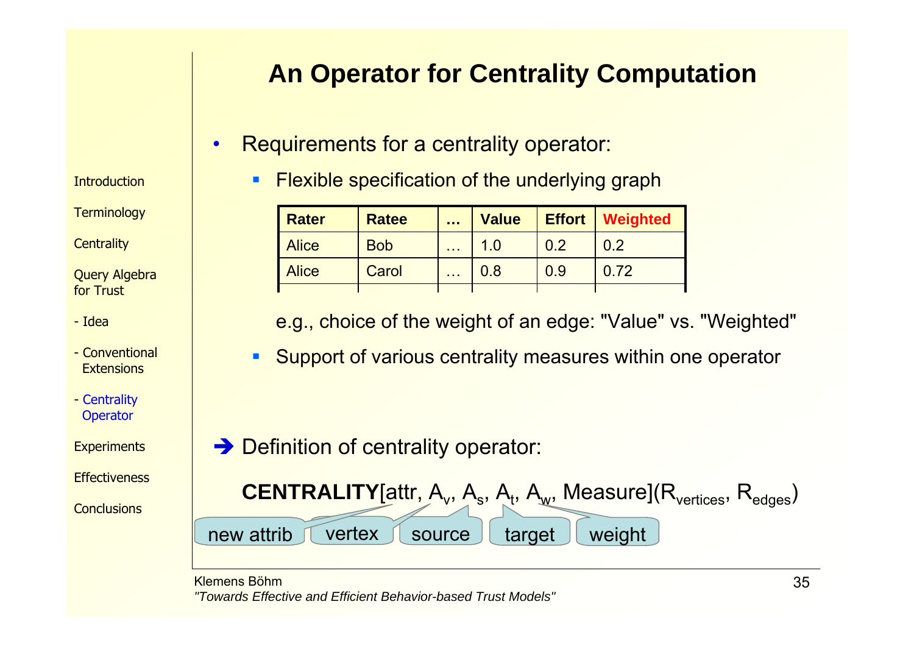- Introduction
- Terminology
- Centrality
- Query Algebra for Trust
- - Idea
- - Conventional Extensions
- - Centrality Operator
- Experiments
- Effectiveness
- Conclusions

# An Operator for Centrality Computation

- Requirements for a centrality operator:
  - Flexible specification of the underlying graph

| Rater | Ratee | … | Value | Effort | Weighted |
|---|---|---|---|---|---|
| Alice | Bob | … | 1.0 | 0.2 | 0.2 |
| Alice | Carol | … | 0.8 | 0.9 | 0.72 |

e.g., choice of the weight of an edge: "Value" vs. "Weighted"

  - Support of various centrality measures within one operator

➔ Definition of centrality operator:

**CENTRALITY**[attr, $A_v$, $A_s$, $A_t$, $A_w$, Measure]($R_{vertices}$, $R_{edges}$)

new attrib — vertex — source — target — weight

Klemens Böhm
*"Towards Effective and Efficient Behavior-based Trust Models"*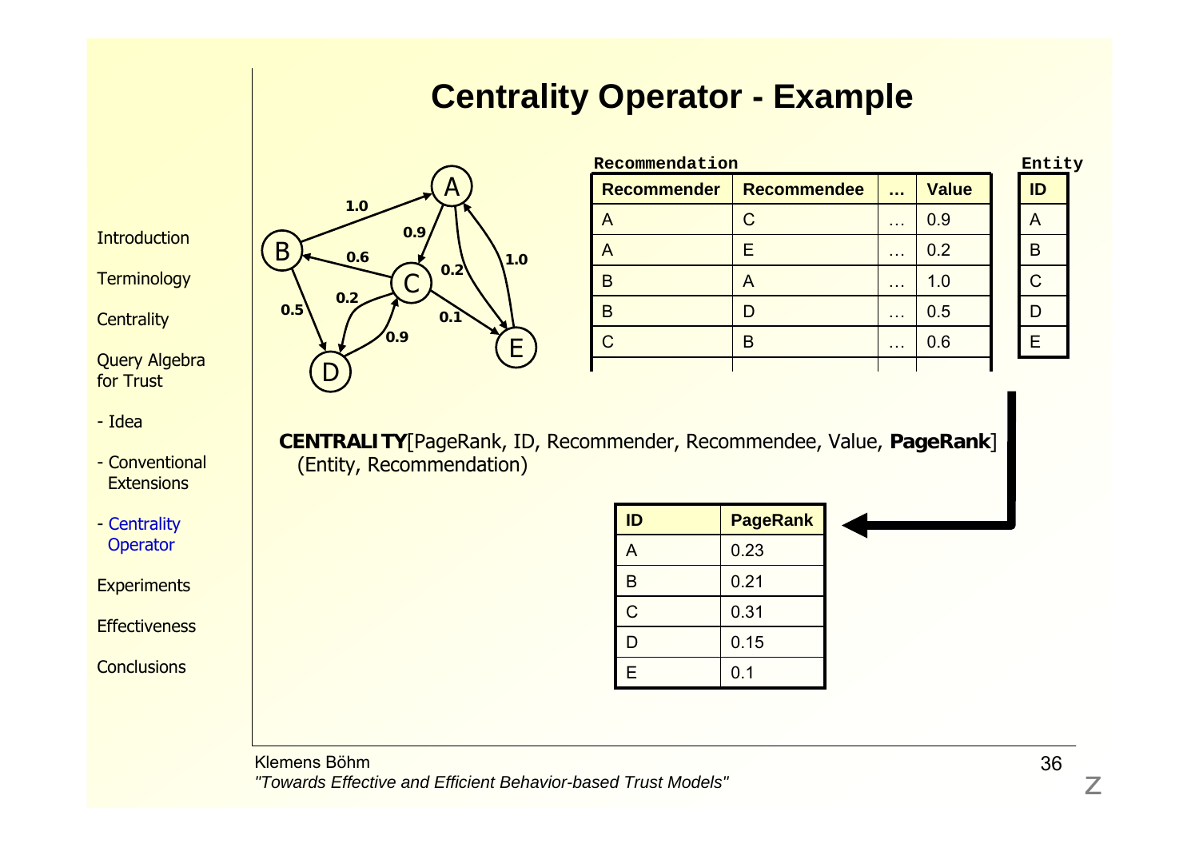# Centrality Operator - Example

Introduction

Terminology

Centrality

Query Algebra for Trust

- Idea
- Conventional Extensions
- Centrality Operator

Experiments

Effectiveness

Conclusions

**Recommendation**

| Recommender | Recommendee | … | Value |
|---|---|---|---|
| A | C | … | 0.9 |
| A | E | … | 0.2 |
| B | A | … | 1.0 |
| B | D | … | 0.5 |
| C | B | … | 0.6 |
| | | | |

**Entity**

| ID |
|---|
| A |
| B |
| C |
| D |
| E |

**CENTRALITY**[PageRank, ID, Recommender, Recommendee, Value, **PageRank**] (Entity, Recommendation)

| ID | PageRank |
|---|---|
| A | 0.23 |
| B | 0.21 |
| C | 0.31 |
| D | 0.15 |
| E | 0.1 |

Klemens Böhm
*"Towards Effective and Efficient Behavior-based Trust Models"*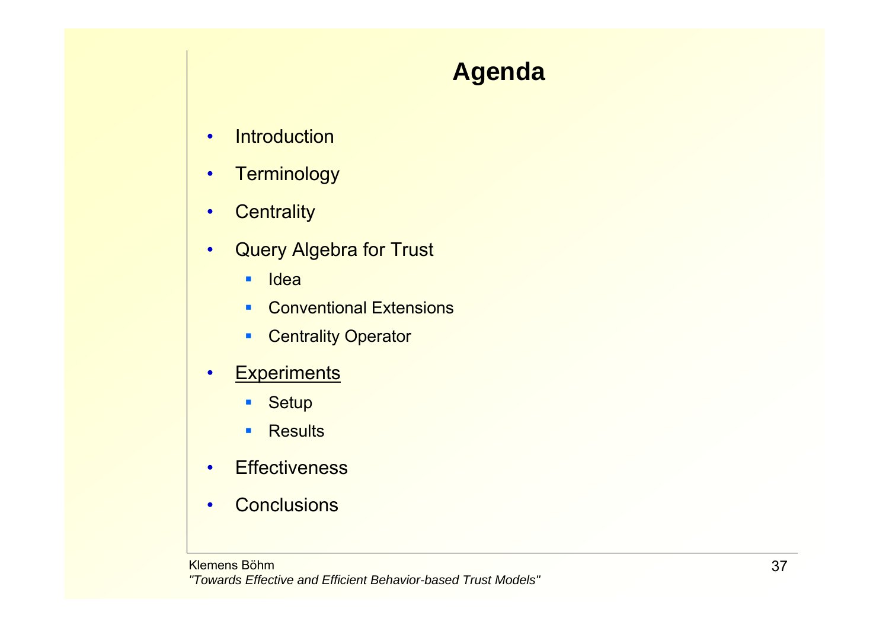# Agenda

- Introduction
- Terminology
- Centrality
- Query Algebra for Trust
  - Idea
  - Conventional Extensions
  - Centrality Operator
- <u>Experiments</u>
  - Setup
  - Results
- Effectiveness
- Conclusions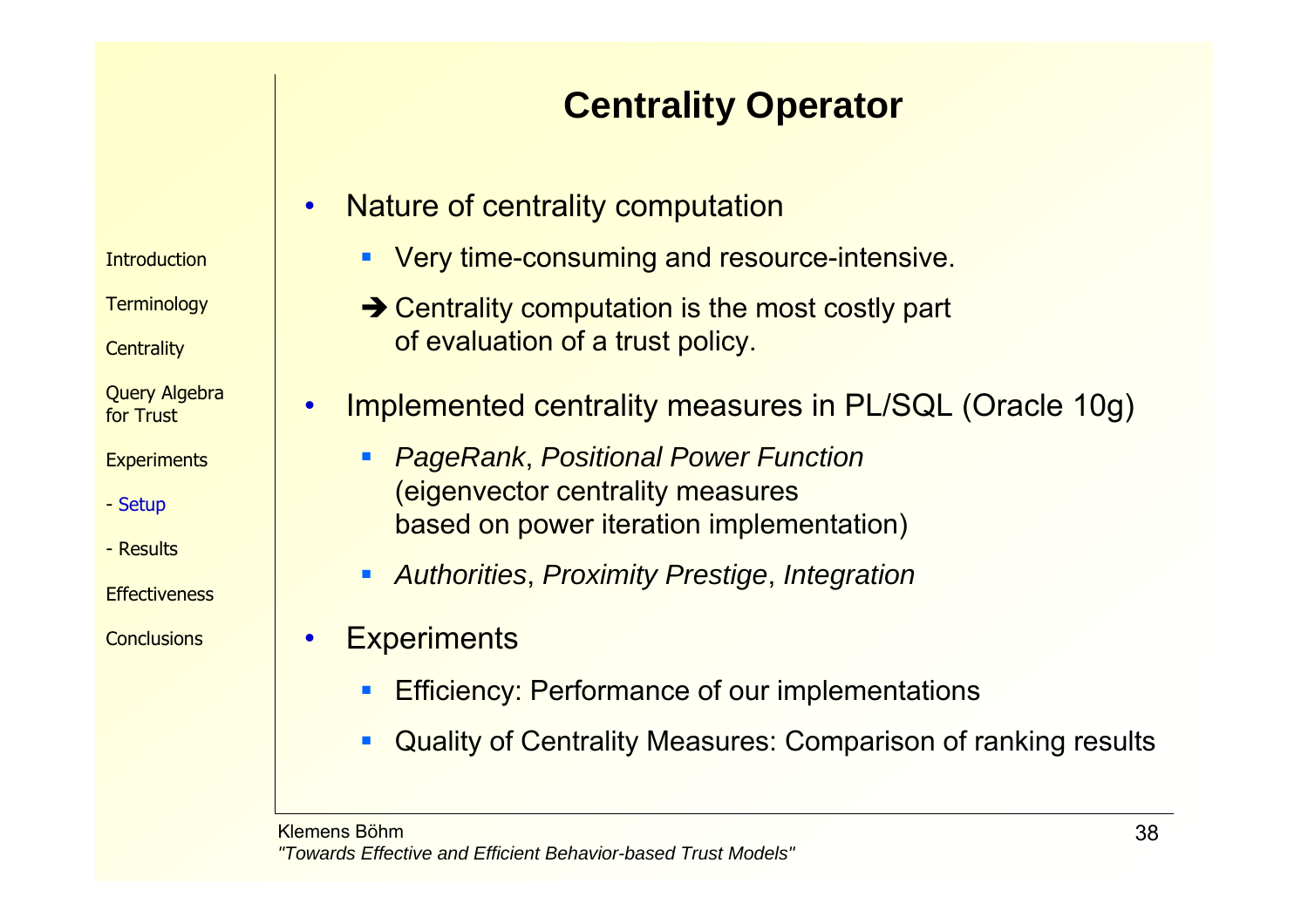# Centrality Operator

- Nature of centrality computation
  - Very time-consuming and resource-intensive.
  - ➔ Centrality computation is the most costly part of evaluation of a trust policy.
- Implemented centrality measures in PL/SQL (Oracle 10g)
  - *PageRank*, *Positional Power Function* (eigenvector centrality measures based on power iteration implementation)
  - *Authorities*, *Proximity Prestige*, *Integration*
- Experiments
  - Efficiency: Performance of our implementations
  - Quality of Centrality Measures: Comparison of ranking results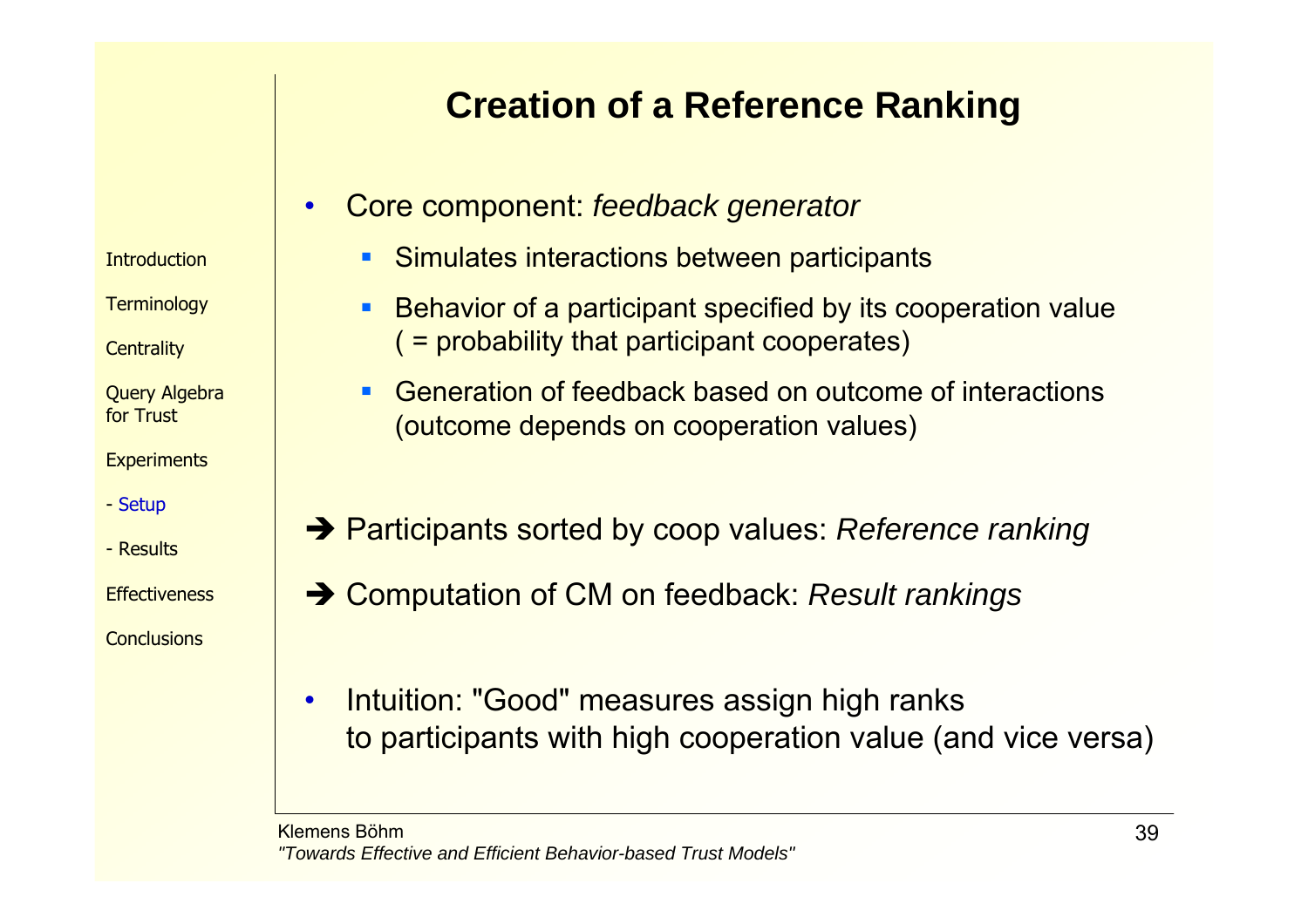# Creation of a Reference Ranking

- Core component: *feedback generator*
  - Simulates interactions between participants
  - Behavior of a participant specified by its cooperation value ( = probability that participant cooperates)
  - Generation of feedback based on outcome of interactions (outcome depends on cooperation values)

➔ Participants sorted by coop values: *Reference ranking*

➔ Computation of CM on feedback: *Result rankings*

- Intuition: "Good" measures assign high ranks to participants with high cooperation value (and vice versa)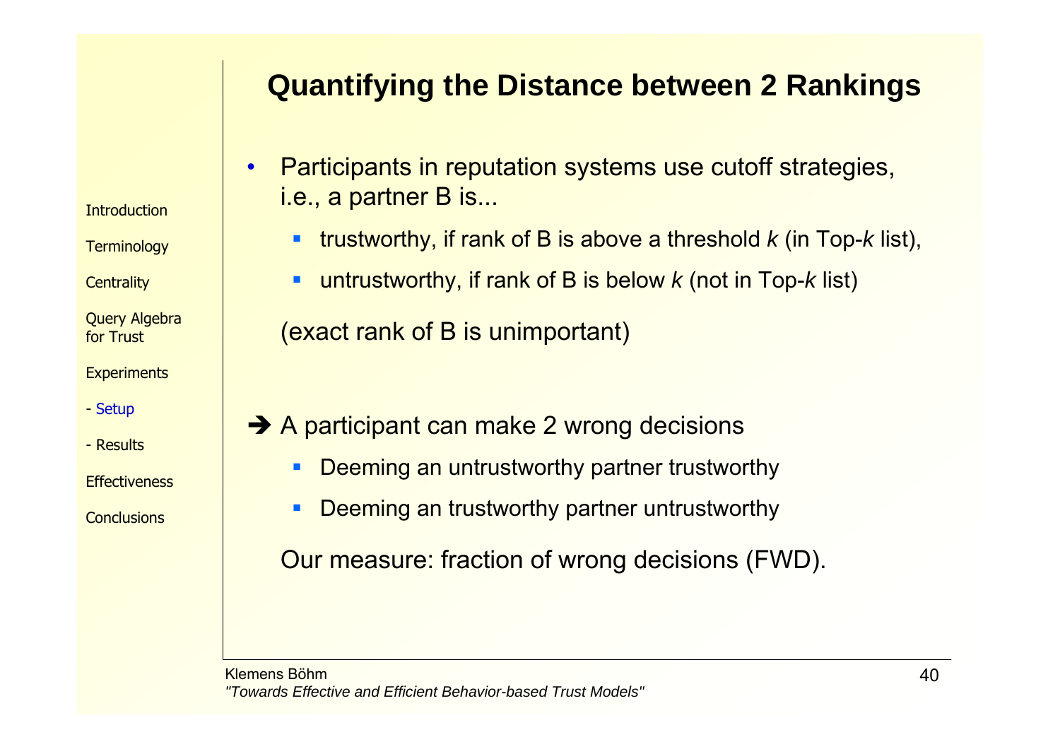## Quantifying the Distance between 2 Rankings

- Participants in reputation systems use cutoff strategies, i.e., a partner B is...
  - trustworthy, if rank of B is above a threshold *k* (in Top-*k* list),
  - untrustworthy, if rank of B is below *k* (not in Top-*k* list)

  (exact rank of B is unimportant)

➔ A participant can make 2 wrong decisions

- Deeming an untrustworthy partner trustworthy
- Deeming an trustworthy partner untrustworthy

Our measure: fraction of wrong decisions (FWD).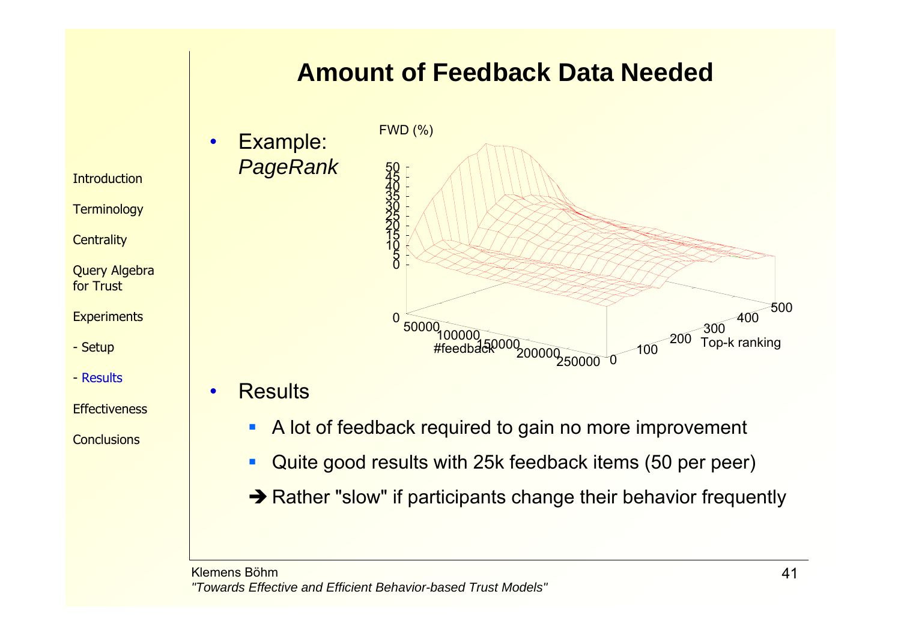## Amount of Feedback Data Needed

- Example: *PageRank*

FWD (%)

#feedback

Top-k ranking

- Results
  - A lot of feedback required to gain no more improvement
  - Quite good results with 25k feedback items (50 per peer)
  - ➔ Rather "slow" if participants change their behavior frequently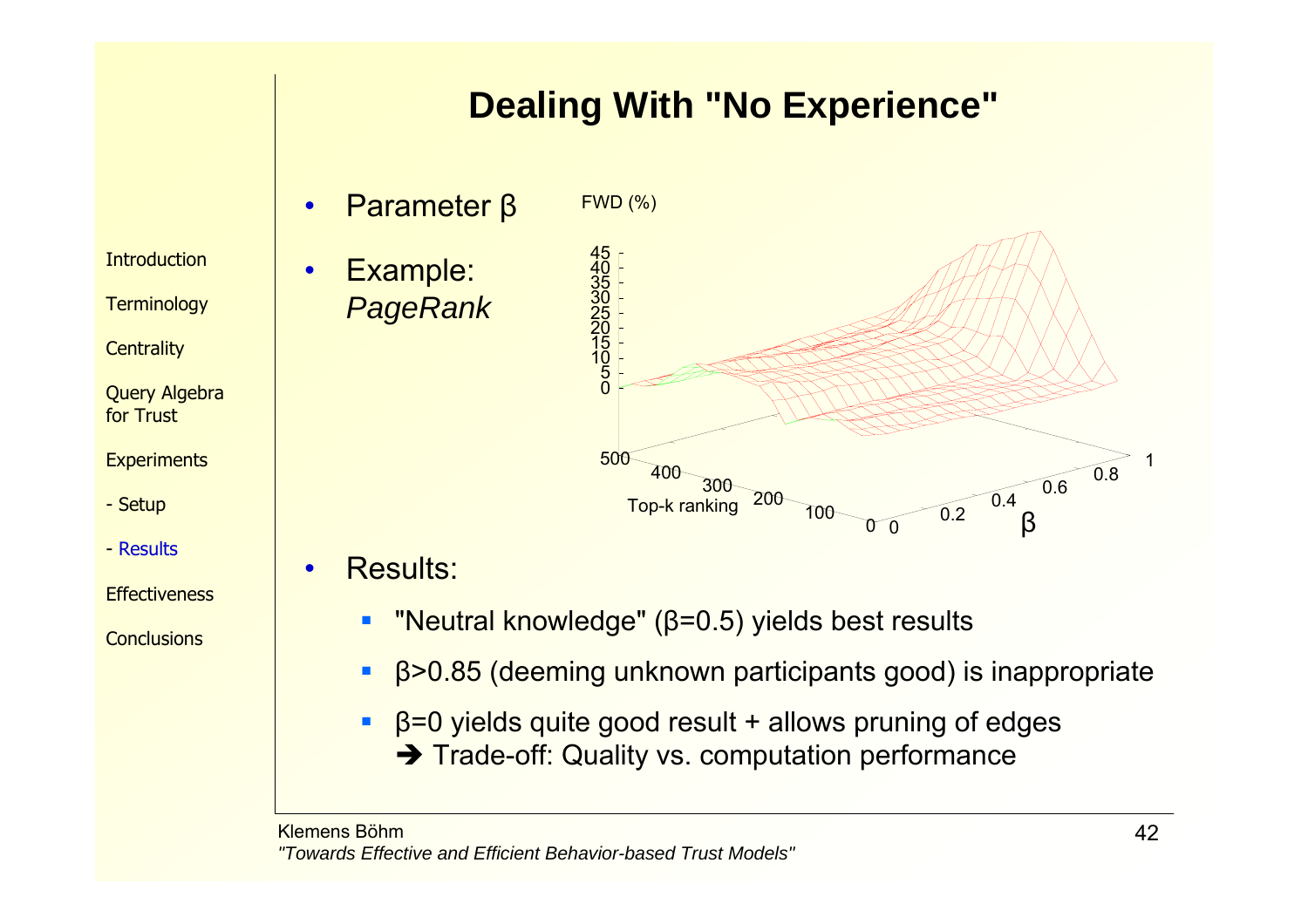# Dealing With "No Experience"

- Parameter β
- Example: *PageRank*

- Results:
  - "Neutral knowledge" (β=0.5) yields best results
  - β>0.85 (deeming unknown participants good) is inappropriate
  - β=0 yields quite good result + allows pruning of edges
    ➔ Trade-off: Quality vs. computation performance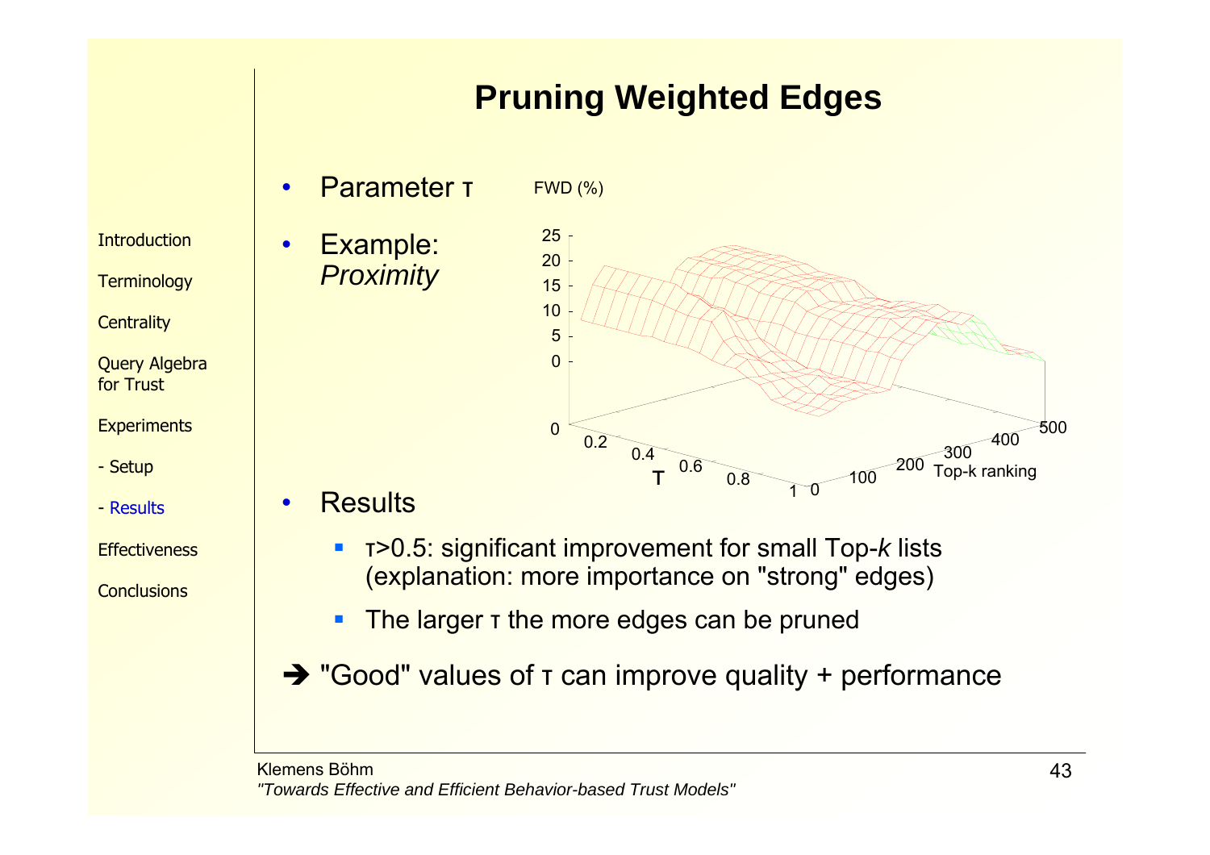- Introduction
- Terminology
- Centrality
- Query Algebra for Trust
- Experiments
- - Setup
- - Results
- Effectiveness
- Conclusions

# Pruning Weighted Edges

- Parameter τ
- Example: *Proximity*

FWD (%)

25, 20, 15, 10, 5, 0

τ: 0, 0.2, 0.4, 0.6, 0.8, 1

Top-k ranking: 0, 100, 200, 300, 400, 500

- Results
  - τ>0.5: significant improvement for small Top-*k* lists (explanation: more importance on "strong" edges)
  - The larger τ the more edges can be pruned

➔ "Good" values of τ can improve quality + performance

Klemens Böhm
*"Towards Effective and Efficient Behavior-based Trust Models"*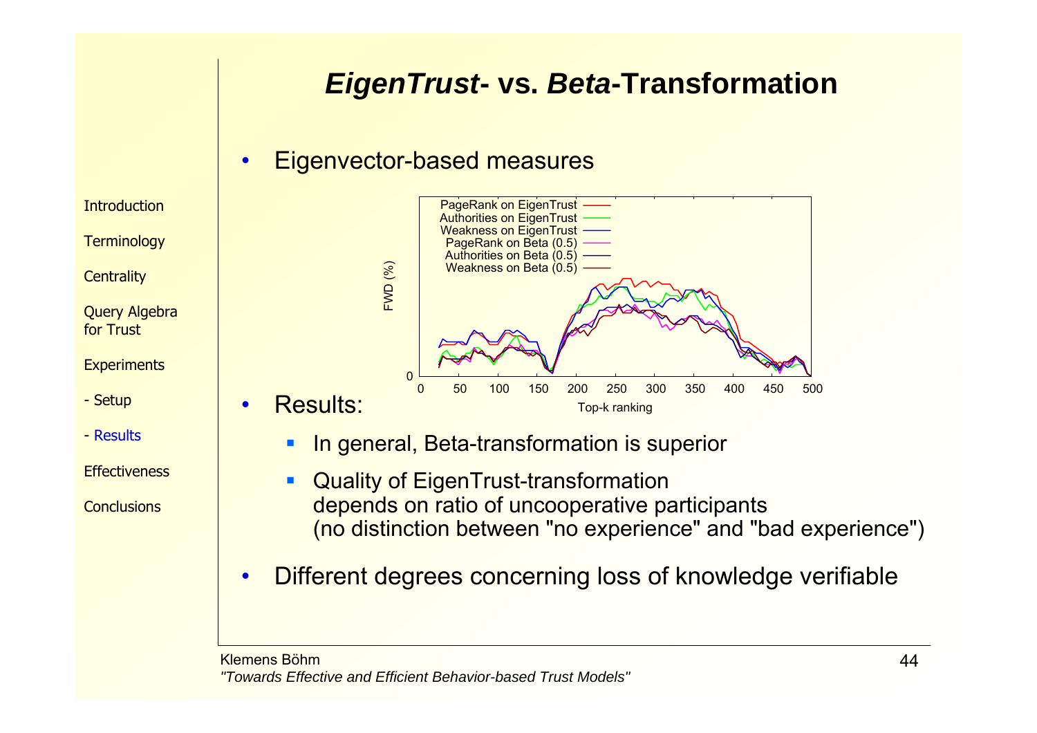# *EigenTrust*- vs. *Beta*-Transformation

- Eigenvector-based measures

- Results:
  - In general, Beta-transformation is superior
  - Quality of EigenTrust-transformation depends on ratio of uncooperative participants (no distinction between "no experience" and "bad experience")

- Different degrees concerning loss of knowledge verifiable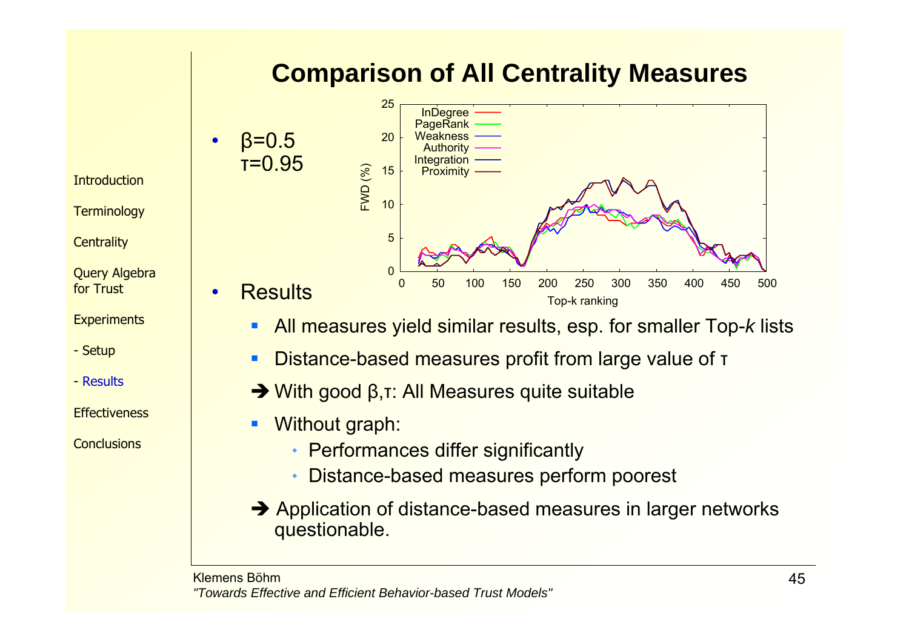# Comparison of All Centrality Measures

- $\beta$=0.5
  $\tau$=0.95

- Results
  - All measures yield similar results, esp. for smaller Top-*k* lists
  - Distance-based measures profit from large value of $\tau$

  ➔ With good $\beta$,$\tau$: All Measures quite suitable

  - Without graph:
    - Performances differ significantly
    - Distance-based measures perform poorest

  ➔ Application of distance-based measures in larger networks questionable.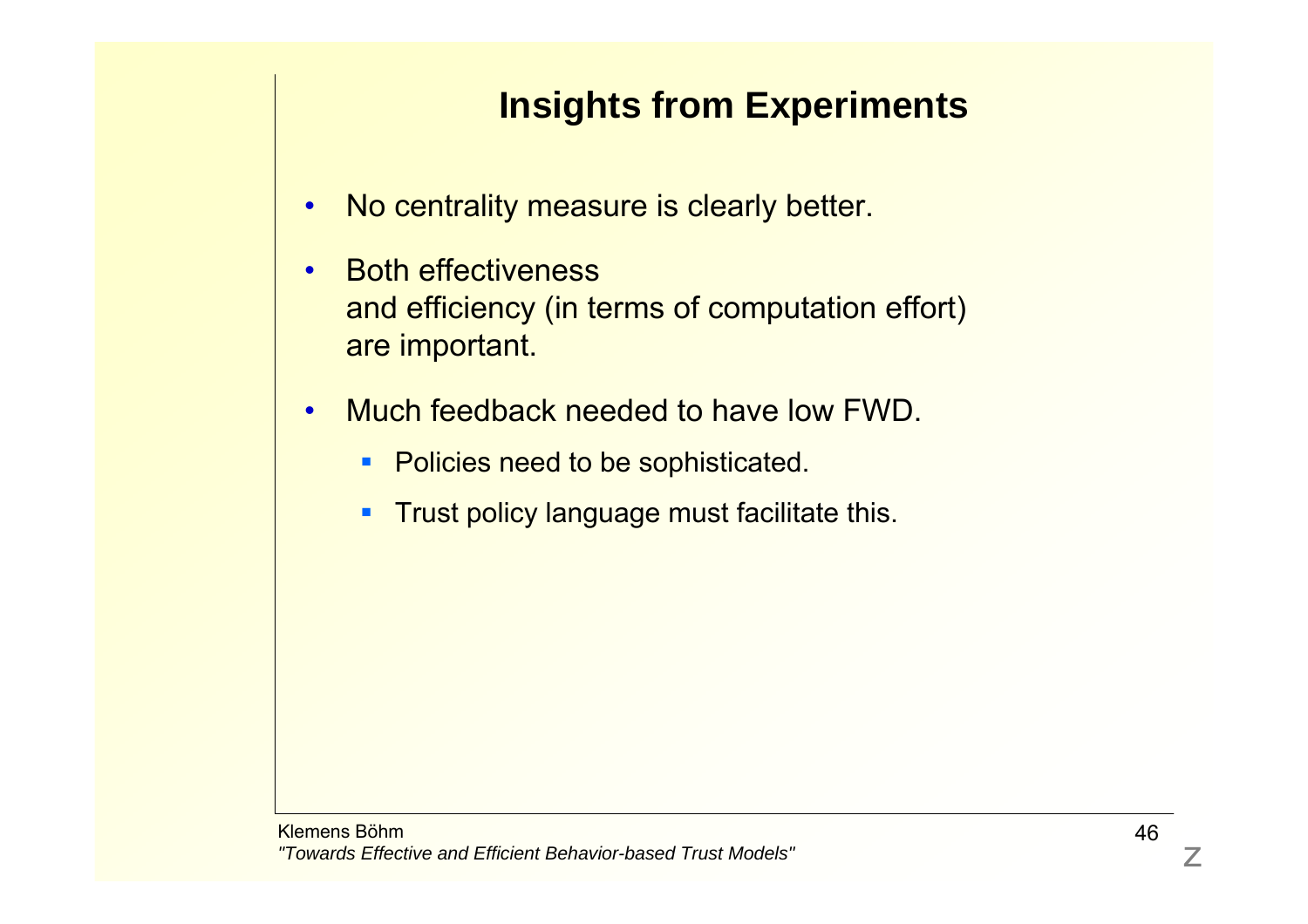# Insights from Experiments

- No centrality measure is clearly better.
- Both effectiveness
  and efficiency (in terms of computation effort)
  are important.
- Much feedback needed to have low FWD.
  - Policies need to be sophisticated.
  - Trust policy language must facilitate this.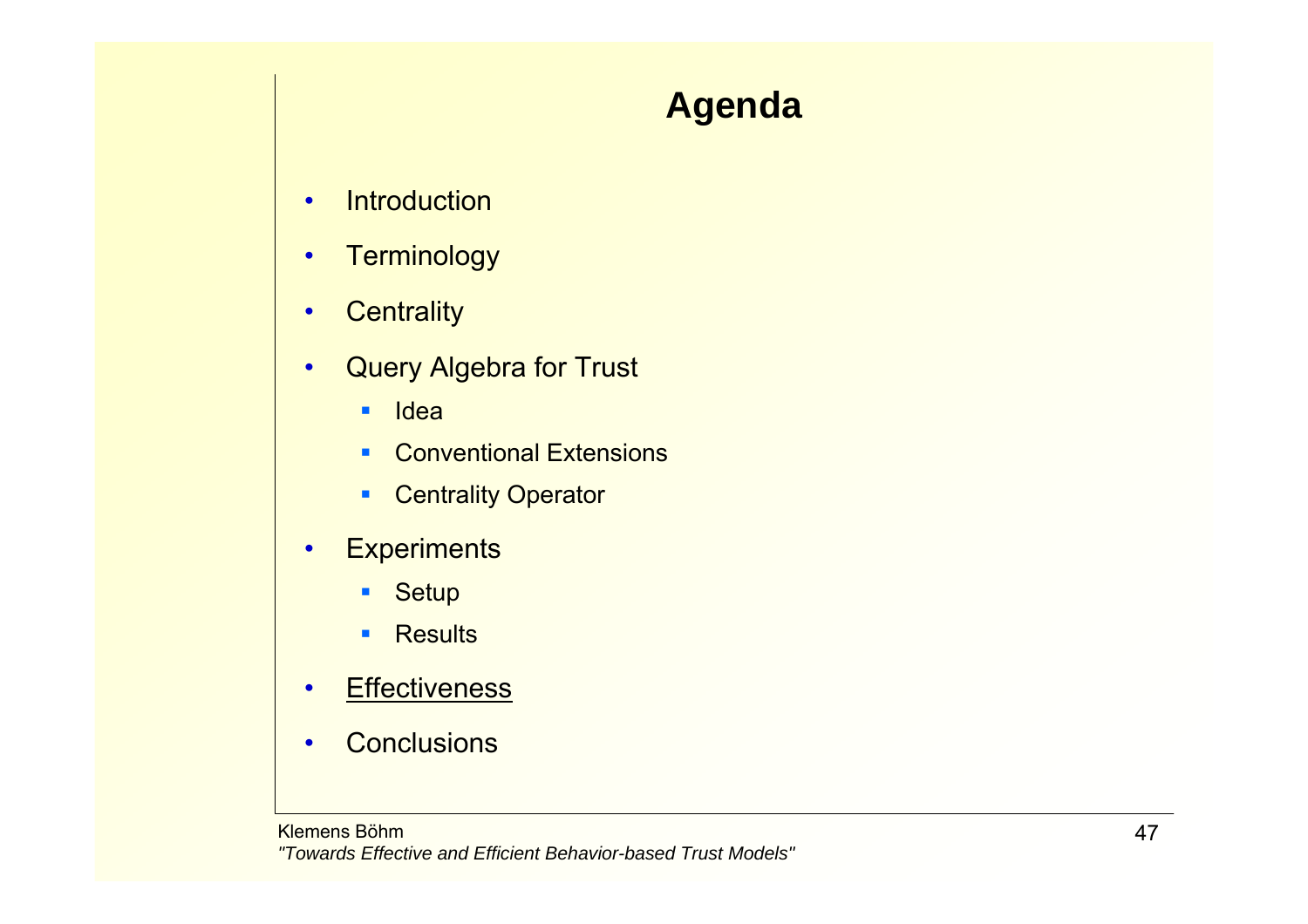# Agenda

- Introduction
- Terminology
- Centrality
- Query Algebra for Trust
  - Idea
  - Conventional Extensions
  - Centrality Operator
- Experiments
  - Setup
  - Results
- <u>Effectiveness</u>
- Conclusions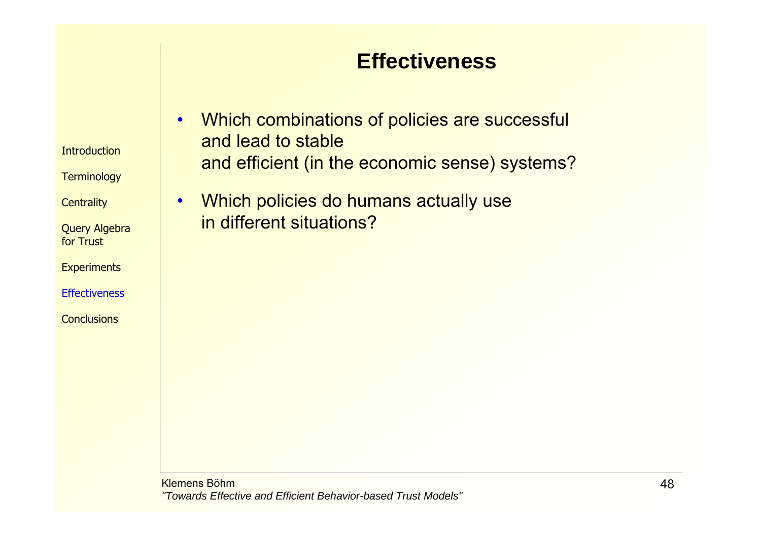# Effectiveness

- Which combinations of policies are successful and lead to stable and efficient (in the economic sense) systems?
- Which policies do humans actually use in different situations?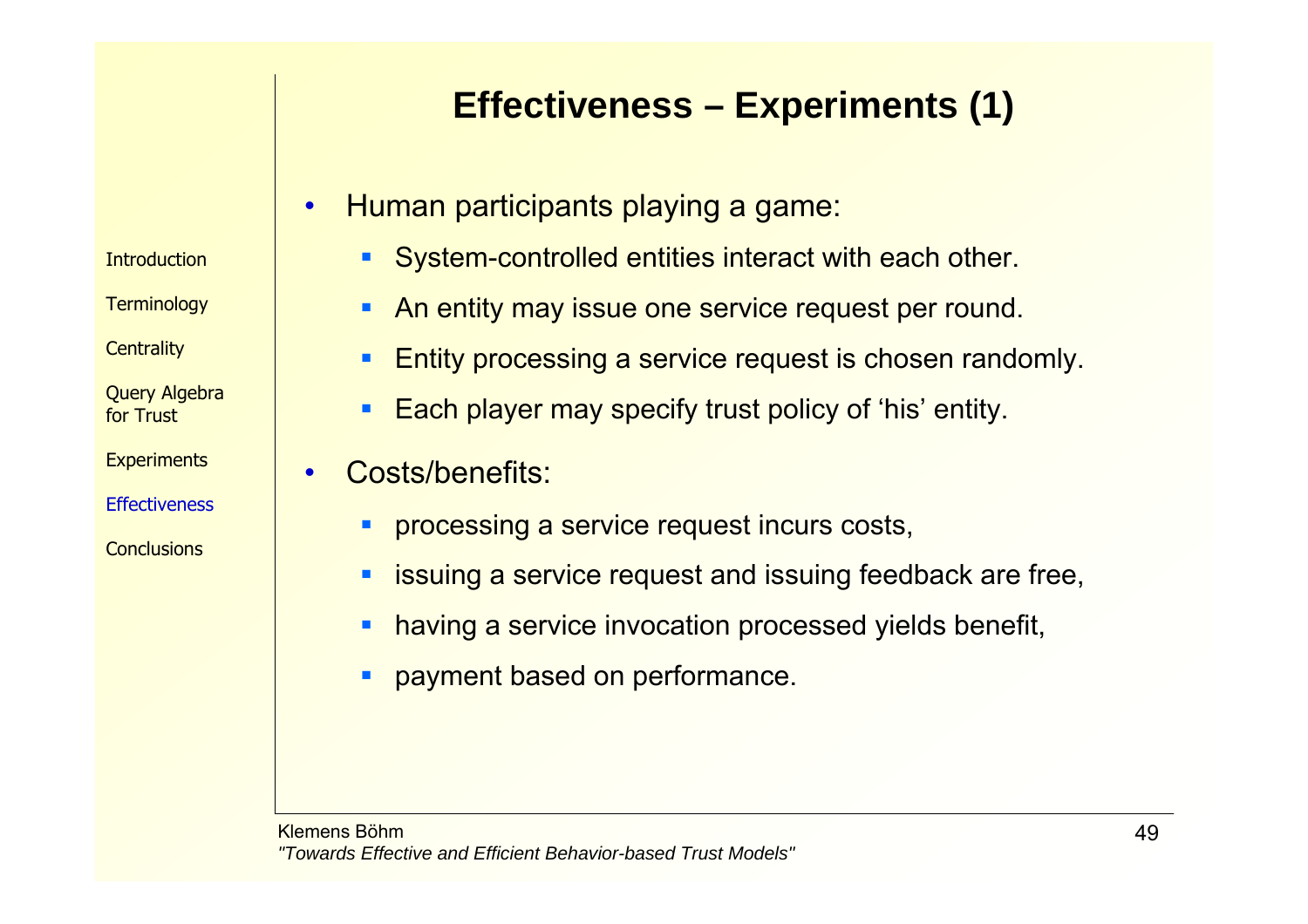# Effectiveness – Experiments (1)

- Human participants playing a game:
  - System-controlled entities interact with each other.
  - An entity may issue one service request per round.
  - Entity processing a service request is chosen randomly.
  - Each player may specify trust policy of ‘his’ entity.
- Costs/benefits:
  - processing a service request incurs costs,
  - issuing a service request and issuing feedback are free,
  - having a service invocation processed yields benefit,
  - payment based on performance.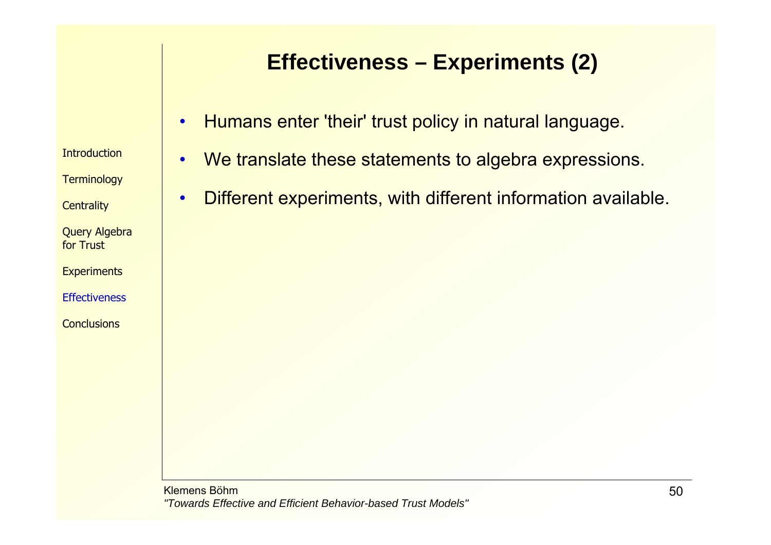# Effectiveness – Experiments (2)

- Humans enter 'their' trust policy in natural language.
- We translate these statements to algebra expressions.
- Different experiments, with different information available.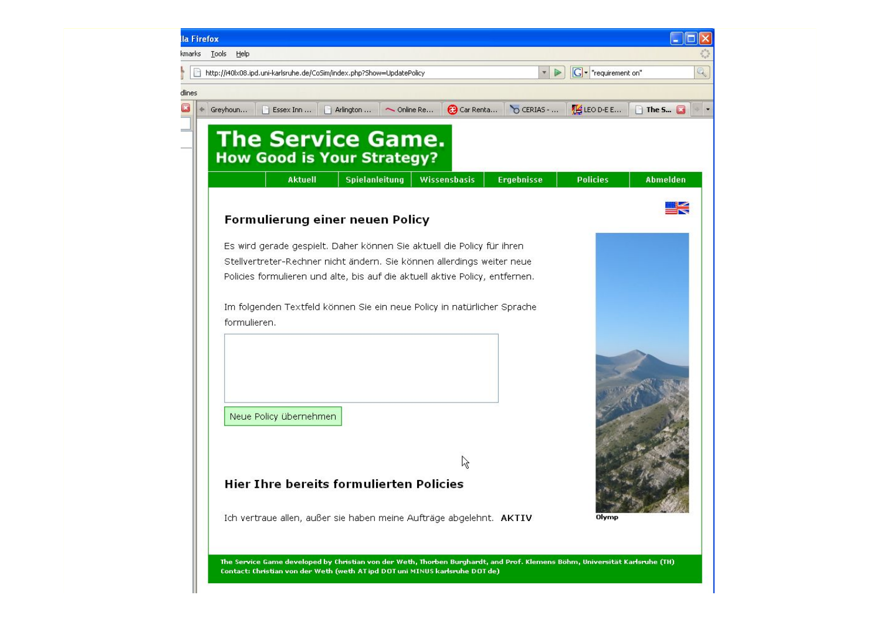# The Service Game.
## How Good is Your Strategy?

Aktuell | Spielanleitung | Wissensbasis | Ergebnisse | Policies | Abmelden

### Formulierung einer neuen Policy

Es wird gerade gespielt. Daher können Sie aktuell die Policy für ihren Stellvertreter-Rechner nicht ändern. Sie können allerdings weiter neue Policies formulieren und alte, bis auf die aktuell aktive Policy, entfernen.

Im folgenden Textfeld können Sie ein neue Policy in natürlicher Sprache formulieren.

Neue Policy übernehmen

Olymp

### Hier Ihre bereits formulierten Policies

Ich vertraue allen, außer sie haben meine Aufträge abgelehnt. **AKTIV**

The Service Game developed by Christian von der Weth, Thorben Burghardt, and Prof. Klemens Böhm, Universität Karlsruhe (TH)
Contact: Christian von der Weth (weth AT ipd DOT uni MINUS karlsruhe DOT de)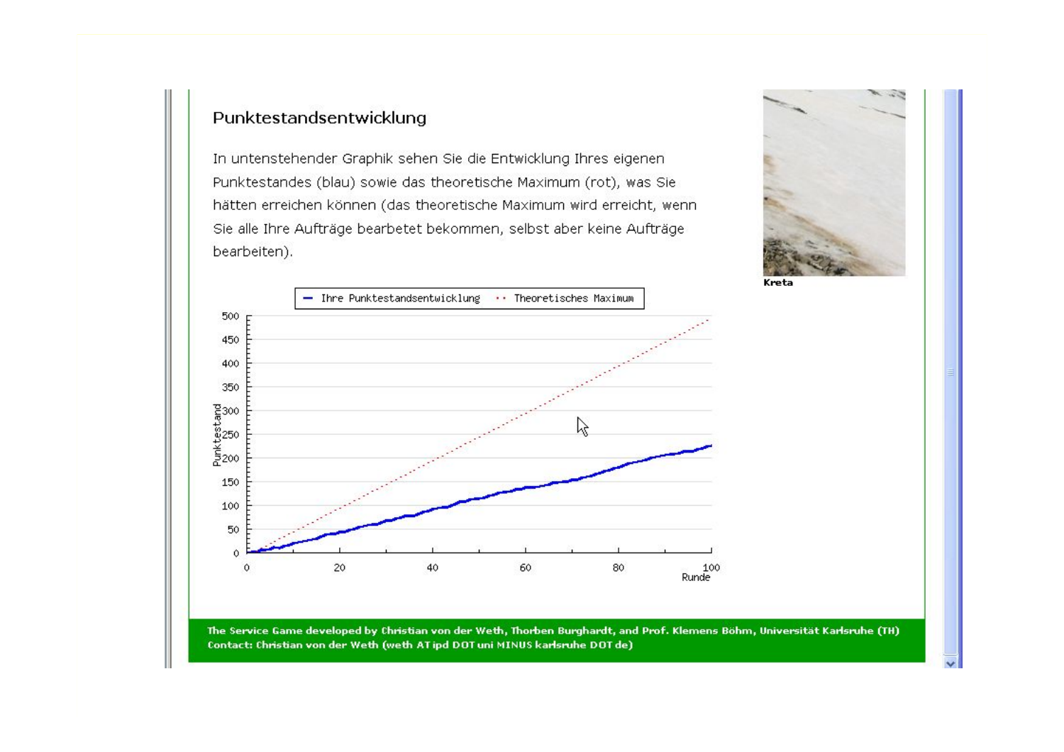## Punktestandsentwicklung

In untenstehender Graphik sehen Sie die Entwicklung Ihres eigenen Punktestandes (blau) sowie das theoretische Maximum (rot), was Sie hätten erreichen können (das theoretische Maximum wird erreicht, wenn Sie alle Ihre Aufträge bearbetet bekommen, selbst aber keine Aufträge bearbeiten).

— Ihre Punktestandsentwicklung ··· Theoretisches Maximum

Punktestand

Runde

Kreta

**The Service Game developed by Christian von der Weth, Thorben Burghardt, and Prof. Klemens Böhm, Universität Karlsruhe (TH)**
**Contact: Christian von der Weth (weth AT ipd DOT uni MINUS karlsruhe DOT de)**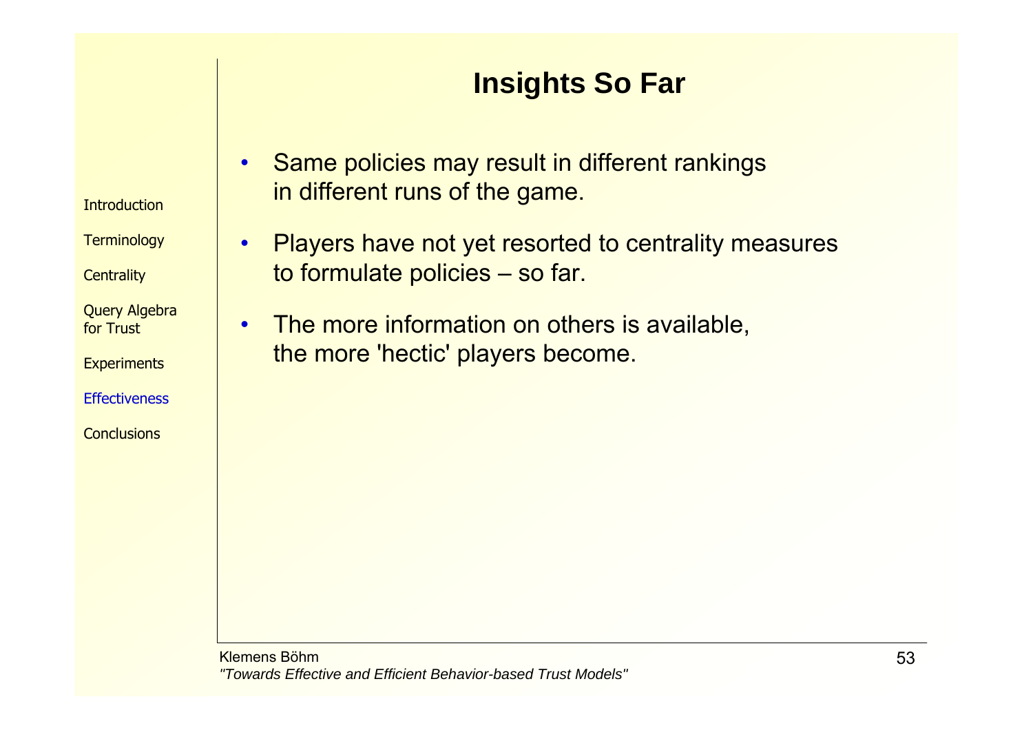# Insights So Far

- Same policies may result in different rankings in different runs of the game.
- Players have not yet resorted to centrality measures to formulate policies – so far.
- The more information on others is available, the more 'hectic' players become.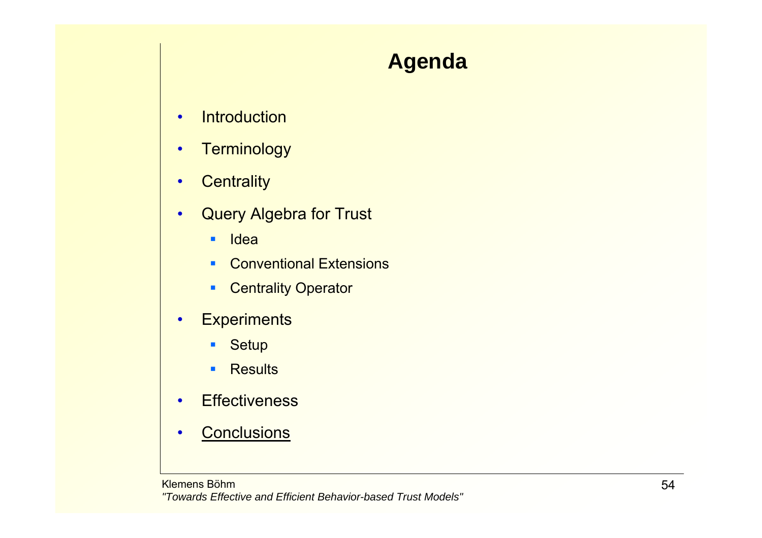# Agenda

- Introduction
- Terminology
- Centrality
- Query Algebra for Trust
  - Idea
  - Conventional Extensions
  - Centrality Operator
- Experiments
  - Setup
  - Results
- Effectiveness
- <u>Conclusions</u>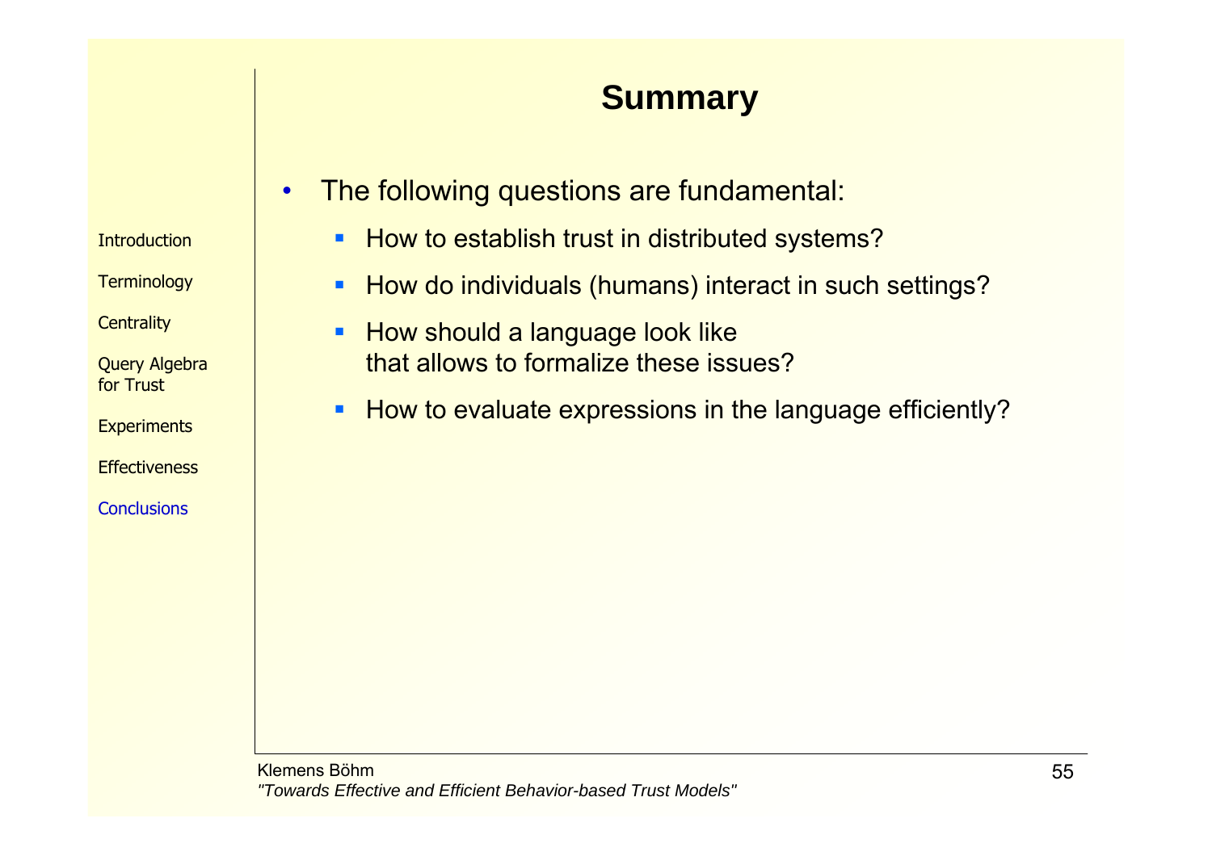# Summary

- The following questions are fundamental:
  - How to establish trust in distributed systems?
  - How do individuals (humans) interact in such settings?
  - How should a language look like that allows to formalize these issues?
  - How to evaluate expressions in the language efficiently?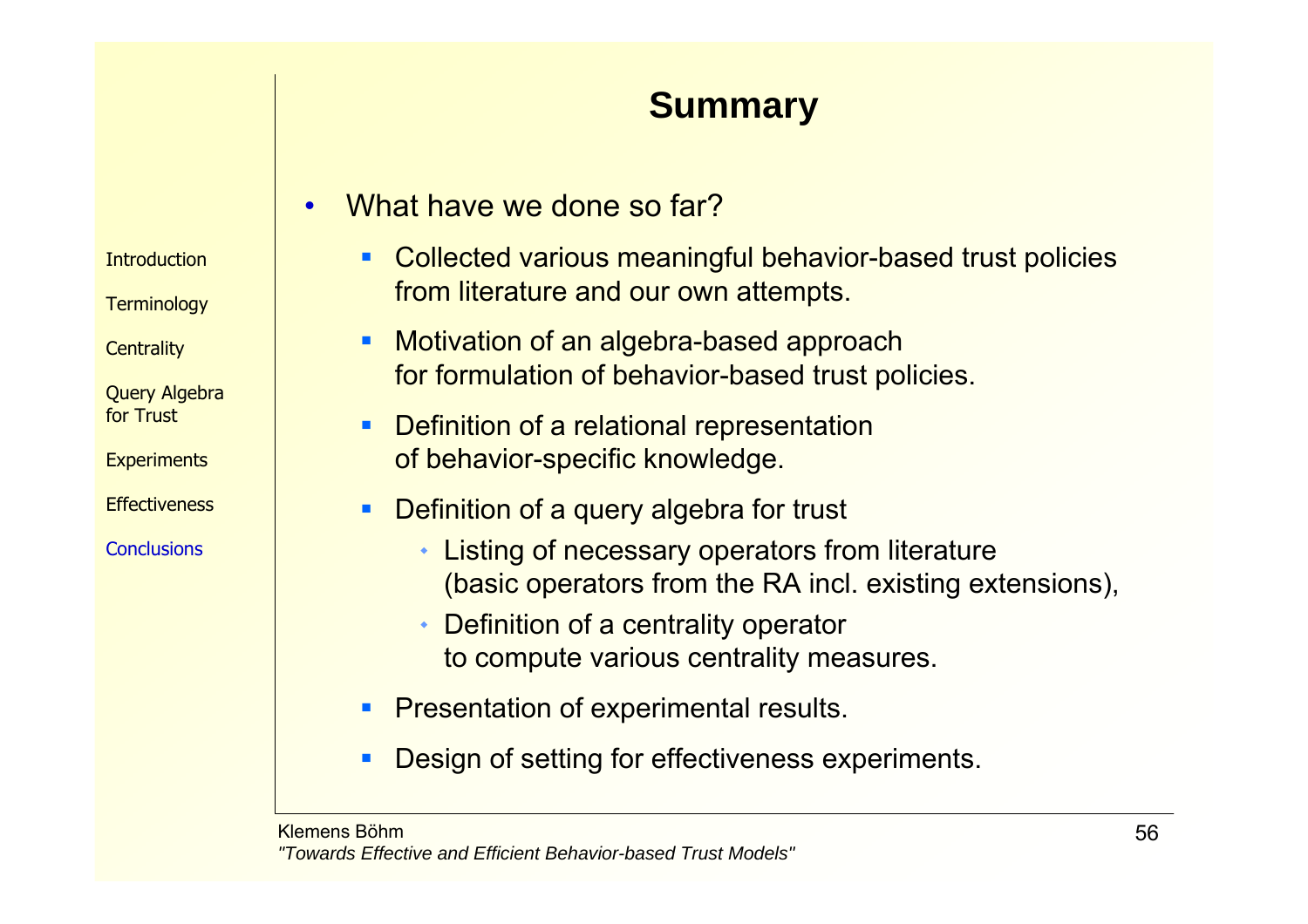# Summary

- What have we done so far?
  - Collected various meaningful behavior-based trust policies from literature and our own attempts.
  - Motivation of an algebra-based approach for formulation of behavior-based trust policies.
  - Definition of a relational representation of behavior-specific knowledge.
  - Definition of a query algebra for trust
    - Listing of necessary operators from literature (basic operators from the RA incl. existing extensions),
    - Definition of a centrality operator to compute various centrality measures.
  - Presentation of experimental results.
  - Design of setting for effectiveness experiments.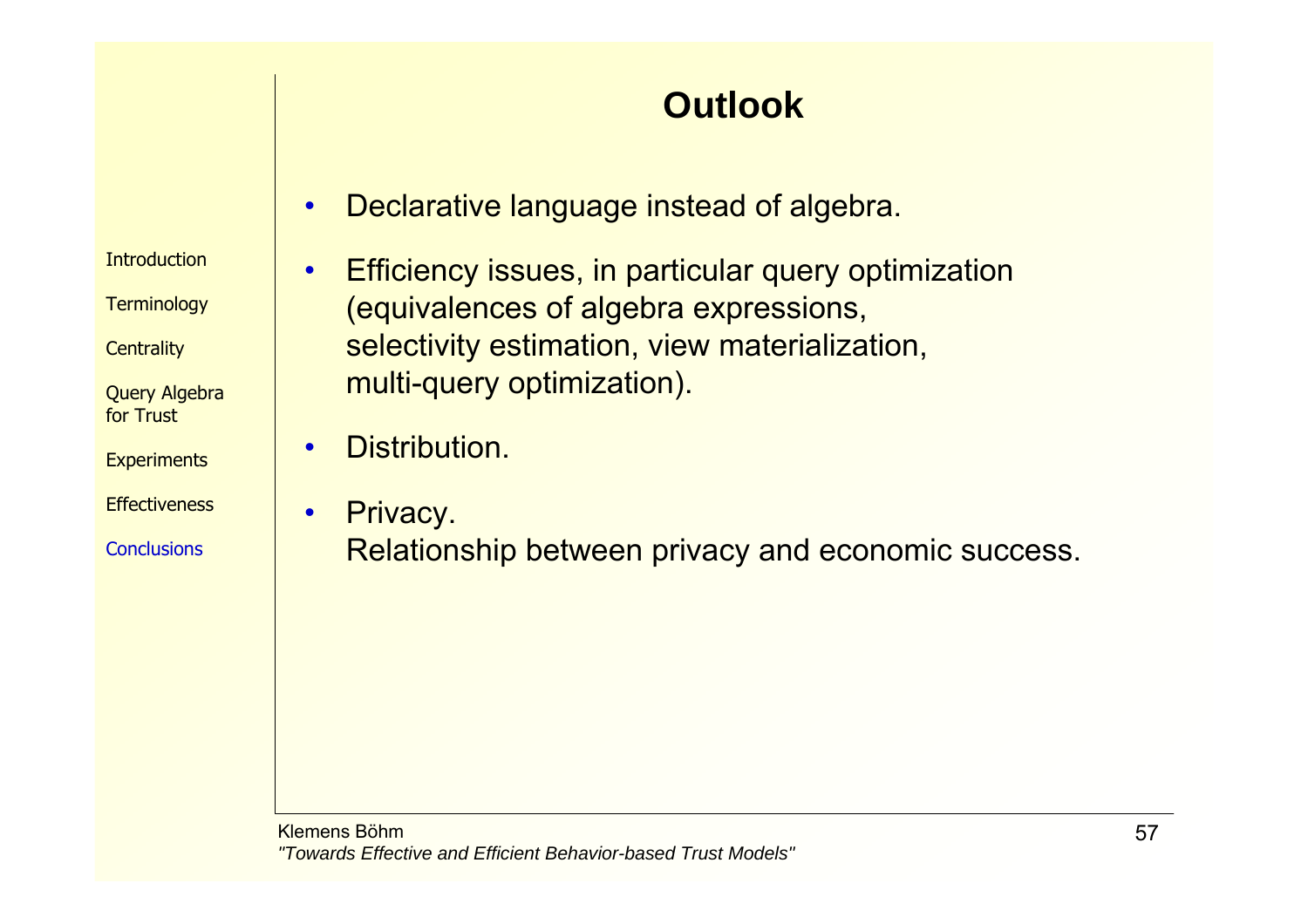# Outlook

- Declarative language instead of algebra.
- Efficiency issues, in particular query optimization (equivalences of algebra expressions, selectivity estimation, view materialization, multi-query optimization).
- Distribution.
- Privacy.
  Relationship between privacy and economic success.